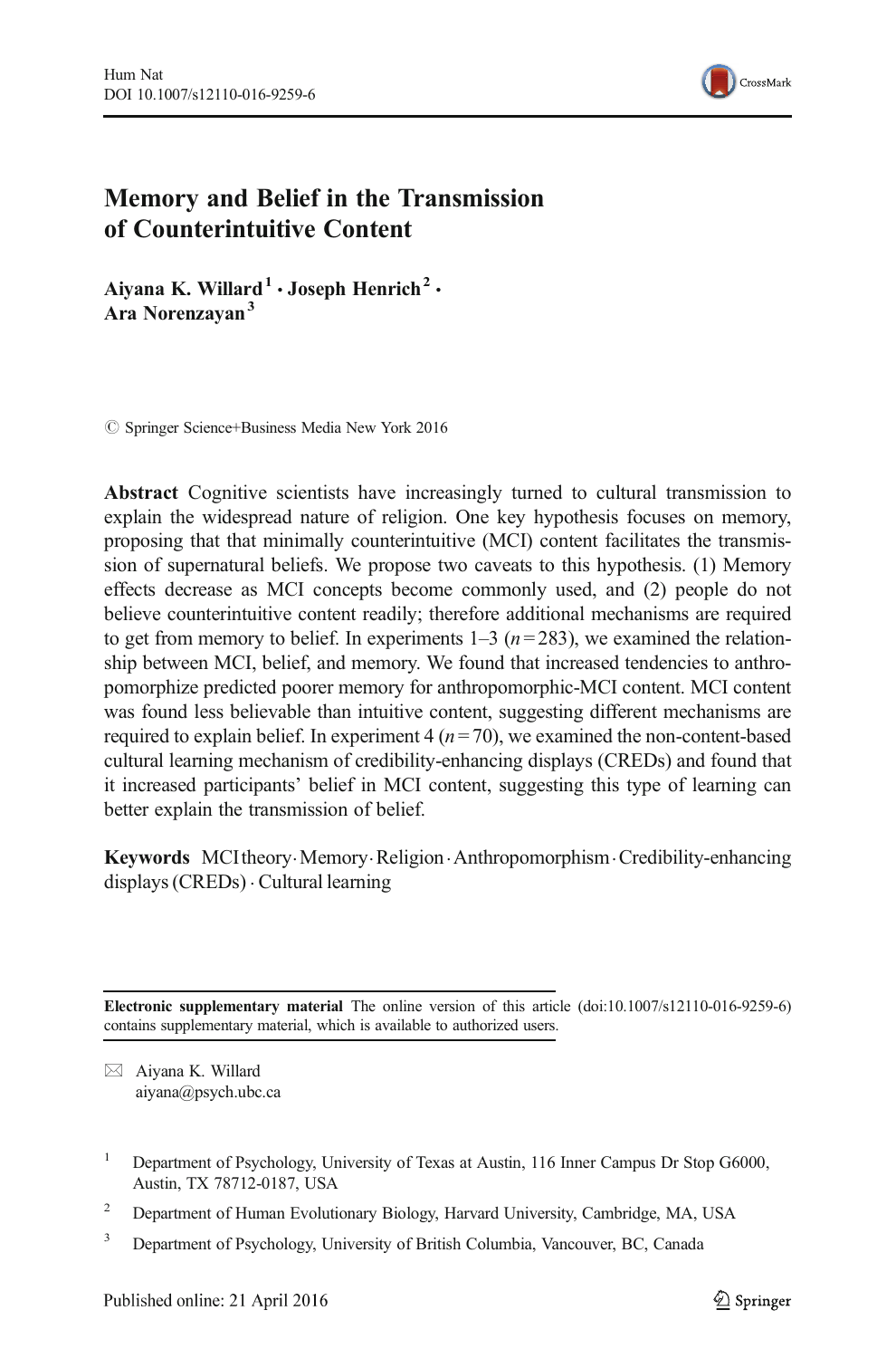# Memory and Belief in the Transmission of Counterintuitive Content

**Aiyana K. Willard[1] · Joseph Henrich[2] · Ara Norenzayan[3]**

© Springer Science+Business Media New York 2016

**Abstract** Cognitive scientists have increasingly turned to cultural transmission to explain the widespread nature of religion. One key hypothesis focuses on memory, proposing that that minimally counterintuitive (MCI) content facilitates the transmission of supernatural beliefs. We propose two caveats to this hypothesis. (1) Memory effects decrease as MCI concepts become commonly used, and (2) people do not believe counterintuitive content readily; therefore additional mechanisms are required to get from memory to belief. In experiments 1–3 ($n = 283$), we examined the relationship between MCI, belief, and memory. We found that increased tendencies to anthropomorphize predicted poorer memory for anthropomorphic-MCI content. MCI content was found less believable than intuitive content, suggesting different mechanisms are required to explain belief. In experiment 4 ($n = 70$), we examined the non-content-based cultural learning mechanism of credibility-enhancing displays (CREDs) and found that it increased participants' belief in MCI content, suggesting this type of learning can better explain the transmission of belief.

**Keywords** MCI theory · Memory · Religion · Anthropomorphism · Credibility-enhancing displays (CREDs) · Cultural learning

---

**Electronic supplementary material** The online version of this article (doi:10.1007/s12110-016-9259-6) contains supplementary material, which is available to authorized users.

✉ Aiyana K. Willard
aiyana@psych.ubc.ca

[1] Department of Psychology, University of Texas at Austin, 116 Inner Campus Dr Stop G6000, Austin, TX 78712-0187, USA

[2] Department of Human Evolutionary Biology, Harvard University, Cambridge, MA, USA

[3] Department of Psychology, University of British Columbia, Vancouver, BC, Canada

Published online: 21 April 2016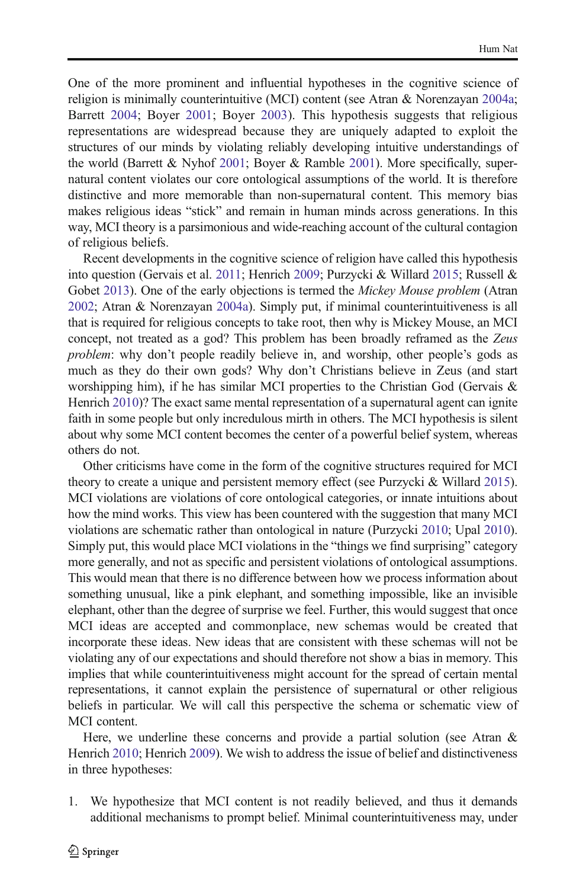One of the more prominent and influential hypotheses in the cognitive science of religion is minimally counterintuitive (MCI) content (see Atran & Norenzayan 2004a; Barrett 2004; Boyer 2001; Boyer 2003). This hypothesis suggests that religious representations are widespread because they are uniquely adapted to exploit the structures of our minds by violating reliably developing intuitive understandings of the world (Barrett & Nyhof 2001; Boyer & Ramble 2001). More specifically, supernatural content violates our core ontological assumptions of the world. It is therefore distinctive and more memorable than non-supernatural content. This memory bias makes religious ideas "stick" and remain in human minds across generations. In this way, MCI theory is a parsimonious and wide-reaching account of the cultural contagion of religious beliefs.

Recent developments in the cognitive science of religion have called this hypothesis into question (Gervais et al. 2011; Henrich 2009; Purzycki & Willard 2015; Russell & Gobet 2013). One of the early objections is termed the *Mickey Mouse problem* (Atran 2002; Atran & Norenzayan 2004a). Simply put, if minimal counterintuitiveness is all that is required for religious concepts to take root, then why is Mickey Mouse, an MCI concept, not treated as a god? This problem has been broadly reframed as the *Zeus problem*: why don't people readily believe in, and worship, other people's gods as much as they do their own gods? Why don't Christians believe in Zeus (and start worshipping him), if he has similar MCI properties to the Christian God (Gervais & Henrich 2010)? The exact same mental representation of a supernatural agent can ignite faith in some people but only incredulous mirth in others. The MCI hypothesis is silent about why some MCI content becomes the center of a powerful belief system, whereas others do not.

Other criticisms have come in the form of the cognitive structures required for MCI theory to create a unique and persistent memory effect (see Purzycki & Willard 2015). MCI violations are violations of core ontological categories, or innate intuitions about how the mind works. This view has been countered with the suggestion that many MCI violations are schematic rather than ontological in nature (Purzycki 2010; Upal 2010). Simply put, this would place MCI violations in the "things we find surprising" category more generally, and not as specific and persistent violations of ontological assumptions. This would mean that there is no difference between how we process information about something unusual, like a pink elephant, and something impossible, like an invisible elephant, other than the degree of surprise we feel. Further, this would suggest that once MCI ideas are accepted and commonplace, new schemas would be created that incorporate these ideas. New ideas that are consistent with these schemas will not be violating any of our expectations and should therefore not show a bias in memory. This implies that while counterintuitiveness might account for the spread of certain mental representations, it cannot explain the persistence of supernatural or other religious beliefs in particular. We will call this perspective the schema or schematic view of MCI content.

Here, we underline these concerns and provide a partial solution (see Atran & Henrich 2010; Henrich 2009). We wish to address the issue of belief and distinctiveness in three hypotheses:

1. We hypothesize that MCI content is not readily believed, and thus it demands additional mechanisms to prompt belief. Minimal counterintuitiveness may, under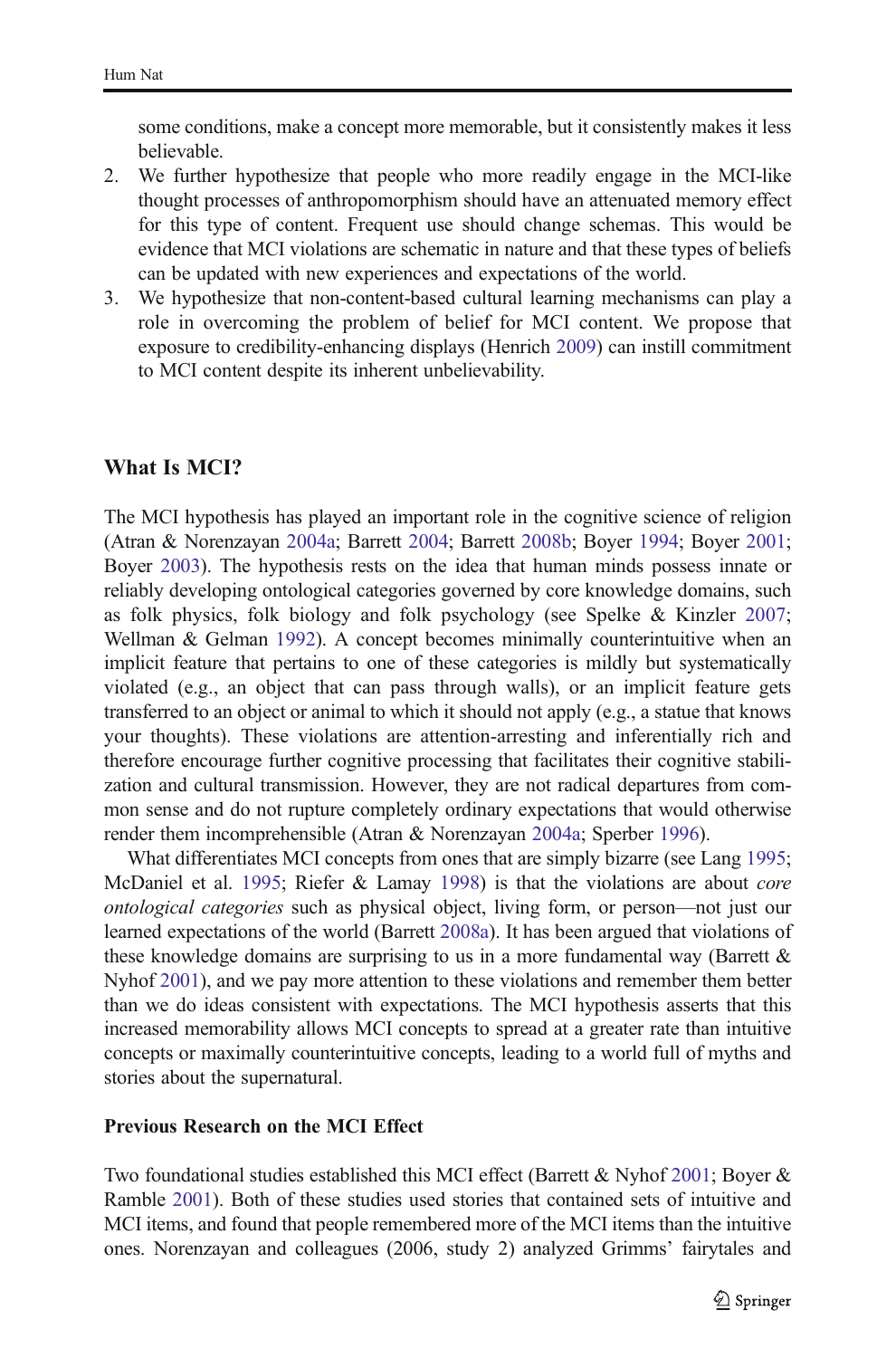some conditions, make a concept more memorable, but it consistently makes it less believable.

2. We further hypothesize that people who more readily engage in the MCI-like thought processes of anthropomorphism should have an attenuated memory effect for this type of content. Frequent use should change schemas. This would be evidence that MCI violations are schematic in nature and that these types of beliefs can be updated with new experiences and expectations of the world.
3. We hypothesize that non-content-based cultural learning mechanisms can play a role in overcoming the problem of belief for MCI content. We propose that exposure to credibility-enhancing displays (Henrich 2009) can instill commitment to MCI content despite its inherent unbelievability.

## What Is MCI?

The MCI hypothesis has played an important role in the cognitive science of religion (Atran & Norenzayan 2004a; Barrett 2004; Barrett 2008b; Boyer 1994; Boyer 2001; Boyer 2003). The hypothesis rests on the idea that human minds possess innate or reliably developing ontological categories governed by core knowledge domains, such as folk physics, folk biology and folk psychology (see Spelke & Kinzler 2007; Wellman & Gelman 1992). A concept becomes minimally counterintuitive when an implicit feature that pertains to one of these categories is mildly but systematically violated (e.g., an object that can pass through walls), or an implicit feature gets transferred to an object or animal to which it should not apply (e.g., a statue that knows your thoughts). These violations are attention-arresting and inferentially rich and therefore encourage further cognitive processing that facilitates their cognitive stabilization and cultural transmission. However, they are not radical departures from common sense and do not rupture completely ordinary expectations that would otherwise render them incomprehensible (Atran & Norenzayan 2004a; Sperber 1996).

What differentiates MCI concepts from ones that are simply bizarre (see Lang 1995; McDaniel et al. 1995; Riefer & Lamay 1998) is that the violations are about *core ontological categories* such as physical object, living form, or person—not just our learned expectations of the world (Barrett 2008a). It has been argued that violations of these knowledge domains are surprising to us in a more fundamental way (Barrett & Nyhof 2001), and we pay more attention to these violations and remember them better than we do ideas consistent with expectations. The MCI hypothesis asserts that this increased memorability allows MCI concepts to spread at a greater rate than intuitive concepts or maximally counterintuitive concepts, leading to a world full of myths and stories about the supernatural.

### Previous Research on the MCI Effect

Two foundational studies established this MCI effect (Barrett & Nyhof 2001; Boyer & Ramble 2001). Both of these studies used stories that contained sets of intuitive and MCI items, and found that people remembered more of the MCI items than the intuitive ones. Norenzayan and colleagues (2006, study 2) analyzed Grimms' fairytales and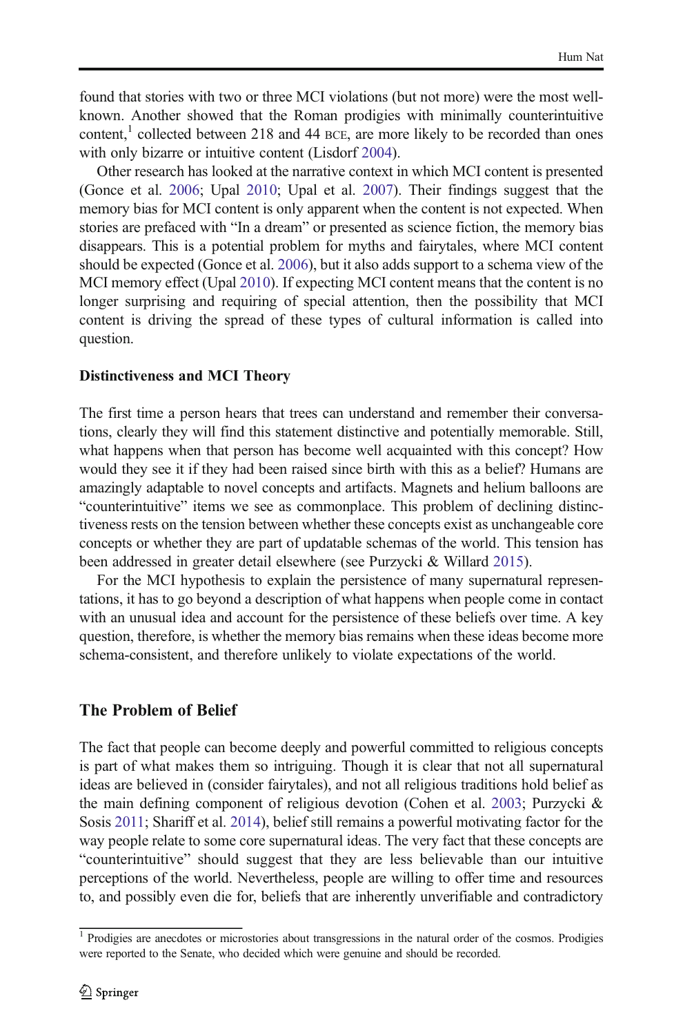found that stories with two or three MCI violations (but not more) were the most well-known. Another showed that the Roman prodigies with minimally counterintuitive content,[1] collected between 218 and 44 BCE, are more likely to be recorded than ones with only bizarre or intuitive content (Lisdorf 2004).

Other research has looked at the narrative context in which MCI content is presented (Gonce et al. 2006; Upal 2010; Upal et al. 2007). Their findings suggest that the memory bias for MCI content is only apparent when the content is not expected. When stories are prefaced with "In a dream" or presented as science fiction, the memory bias disappears. This is a potential problem for myths and fairytales, where MCI content should be expected (Gonce et al. 2006), but it also adds support to a schema view of the MCI memory effect (Upal 2010). If expecting MCI content means that the content is no longer surprising and requiring of special attention, then the possibility that MCI content is driving the spread of these types of cultural information is called into question.

### Distinctiveness and MCI Theory

The first time a person hears that trees can understand and remember their conversations, clearly they will find this statement distinctive and potentially memorable. Still, what happens when that person has become well acquainted with this concept? How would they see it if they had been raised since birth with this as a belief? Humans are amazingly adaptable to novel concepts and artifacts. Magnets and helium balloons are "counterintuitive" items we see as commonplace. This problem of declining distinctiveness rests on the tension between whether these concepts exist as unchangeable core concepts or whether they are part of updatable schemas of the world. This tension has been addressed in greater detail elsewhere (see Purzycki & Willard 2015).

For the MCI hypothesis to explain the persistence of many supernatural representations, it has to go beyond a description of what happens when people come in contact with an unusual idea and account for the persistence of these beliefs over time. A key question, therefore, is whether the memory bias remains when these ideas become more schema-consistent, and therefore unlikely to violate expectations of the world.

## The Problem of Belief

The fact that people can become deeply and powerful committed to religious concepts is part of what makes them so intriguing. Though it is clear that not all supernatural ideas are believed in (consider fairytales), and not all religious traditions hold belief as the main defining component of religious devotion (Cohen et al. 2003; Purzycki & Sosis 2011; Shariff et al. 2014), belief still remains a powerful motivating factor for the way people relate to some core supernatural ideas. The very fact that these concepts are "counterintuitive" should suggest that they are less believable than our intuitive perceptions of the world. Nevertheless, people are willing to offer time and resources to, and possibly even die for, beliefs that are inherently unverifiable and contradictory

[1] Prodigies are anecdotes or microstories about transgressions in the natural order of the cosmos. Prodigies were reported to the Senate, who decided which were genuine and should be recorded.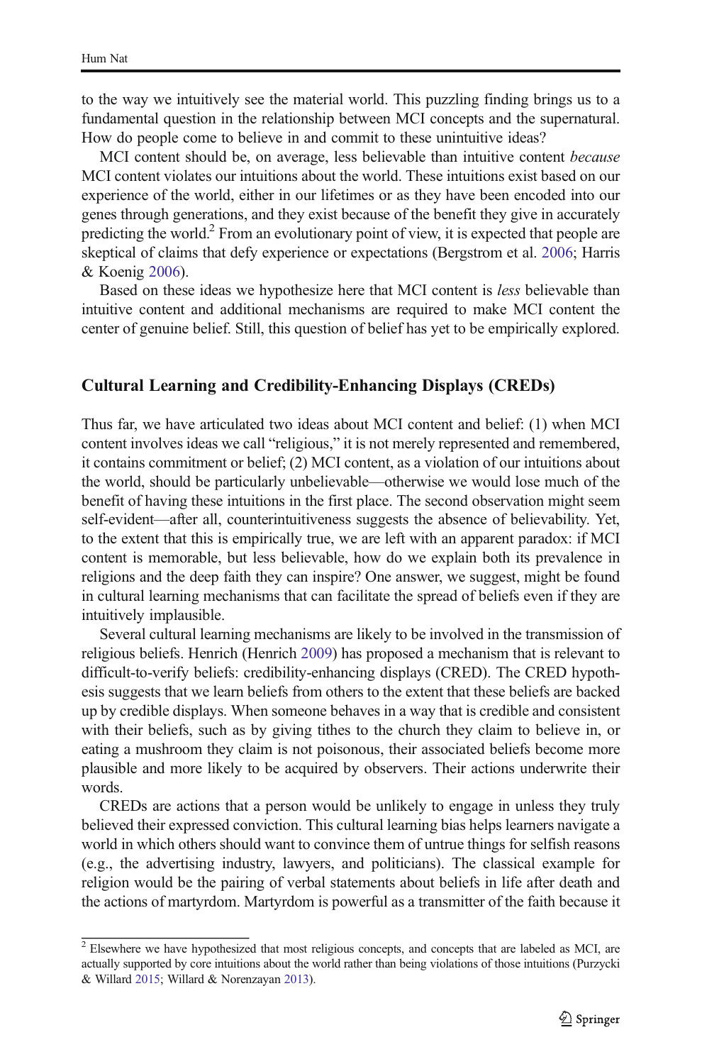to the way we intuitively see the material world. This puzzling finding brings us to a fundamental question in the relationship between MCI concepts and the supernatural. How do people come to believe in and commit to these unintuitive ideas?

MCI content should be, on average, less believable than intuitive content *because* MCI content violates our intuitions about the world. These intuitions exist based on our experience of the world, either in our lifetimes or as they have been encoded into our genes through generations, and they exist because of the benefit they give in accurately predicting the world.[2] From an evolutionary point of view, it is expected that people are skeptical of claims that defy experience or expectations (Bergstrom et al. 2006; Harris & Koenig 2006).

Based on these ideas we hypothesize here that MCI content is *less* believable than intuitive content and additional mechanisms are required to make MCI content the center of genuine belief. Still, this question of belief has yet to be empirically explored.

## Cultural Learning and Credibility-Enhancing Displays (CREDs)

Thus far, we have articulated two ideas about MCI content and belief: (1) when MCI content involves ideas we call "religious," it is not merely represented and remembered, it contains commitment or belief; (2) MCI content, as a violation of our intuitions about the world, should be particularly unbelievable—otherwise we would lose much of the benefit of having these intuitions in the first place. The second observation might seem self-evident—after all, counterintuitiveness suggests the absence of believability. Yet, to the extent that this is empirically true, we are left with an apparent paradox: if MCI content is memorable, but less believable, how do we explain both its prevalence in religions and the deep faith they can inspire? One answer, we suggest, might be found in cultural learning mechanisms that can facilitate the spread of beliefs even if they are intuitively implausible.

Several cultural learning mechanisms are likely to be involved in the transmission of religious beliefs. Henrich (Henrich 2009) has proposed a mechanism that is relevant to difficult-to-verify beliefs: credibility-enhancing displays (CRED). The CRED hypothesis suggests that we learn beliefs from others to the extent that these beliefs are backed up by credible displays. When someone behaves in a way that is credible and consistent with their beliefs, such as by giving tithes to the church they claim to believe in, or eating a mushroom they claim is not poisonous, their associated beliefs become more plausible and more likely to be acquired by observers. Their actions underwrite their words.

CREDs are actions that a person would be unlikely to engage in unless they truly believed their expressed conviction. This cultural learning bias helps learners navigate a world in which others should want to convince them of untrue things for selfish reasons (e.g., the advertising industry, lawyers, and politicians). The classical example for religion would be the pairing of verbal statements about beliefs in life after death and the actions of martyrdom. Martyrdom is powerful as a transmitter of the faith because it

[2] Elsewhere we have hypothesized that most religious concepts, and concepts that are labeled as MCI, are actually supported by core intuitions about the world rather than being violations of those intuitions (Purzycki & Willard 2015; Willard & Norenzayan 2013).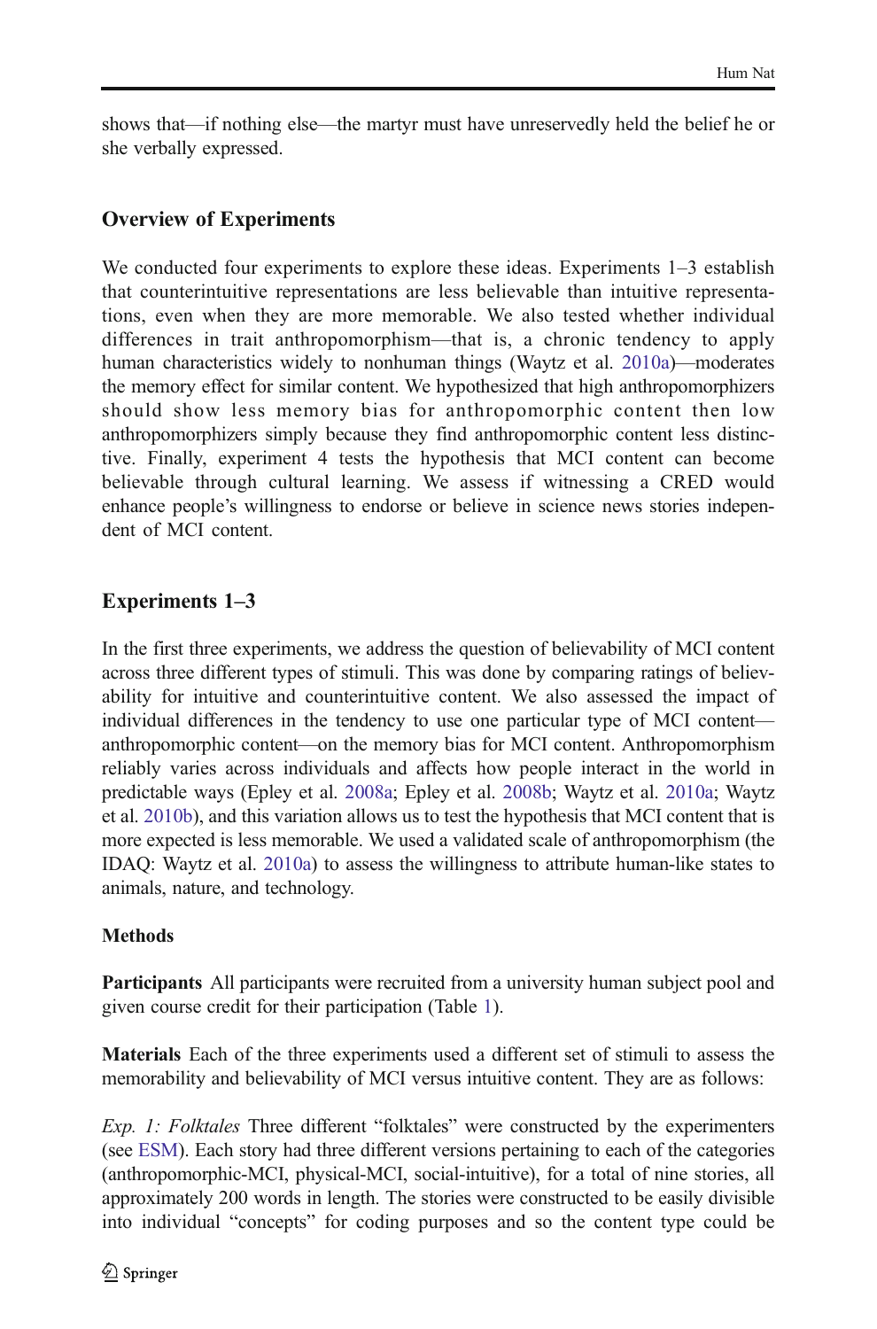shows that—if nothing else—the martyr must have unreservedly held the belief he or she verbally expressed.

## Overview of Experiments

We conducted four experiments to explore these ideas. Experiments 1–3 establish that counterintuitive representations are less believable than intuitive representations, even when they are more memorable. We also tested whether individual differences in trait anthropomorphism—that is, a chronic tendency to apply human characteristics widely to nonhuman things (Waytz et al. 2010a)—moderates the memory effect for similar content. We hypothesized that high anthropomorphizers should show less memory bias for anthropomorphic content then low anthropomorphizers simply because they find anthropomorphic content less distinctive. Finally, experiment 4 tests the hypothesis that MCI content can become believable through cultural learning. We assess if witnessing a CRED would enhance people's willingness to endorse or believe in science news stories independent of MCI content.

## Experiments 1–3

In the first three experiments, we address the question of believability of MCI content across three different types of stimuli. This was done by comparing ratings of believability for intuitive and counterintuitive content. We also assessed the impact of individual differences in the tendency to use one particular type of MCI content—anthropomorphic content—on the memory bias for MCI content. Anthropomorphism reliably varies across individuals and affects how people interact in the world in predictable ways (Epley et al. 2008a; Epley et al. 2008b; Waytz et al. 2010a; Waytz et al. 2010b), and this variation allows us to test the hypothesis that MCI content that is more expected is less memorable. We used a validated scale of anthropomorphism (the IDAQ: Waytz et al. 2010a) to assess the willingness to attribute human-like states to animals, nature, and technology.

### Methods

**Participants** All participants were recruited from a university human subject pool and given course credit for their participation (Table 1).

**Materials** Each of the three experiments used a different set of stimuli to assess the memorability and believability of MCI versus intuitive content. They are as follows:

*Exp. 1: Folktales* Three different "folktales" were constructed by the experimenters (see ESM). Each story had three different versions pertaining to each of the categories (anthropomorphic-MCI, physical-MCI, social-intuitive), for a total of nine stories, all approximately 200 words in length. The stories were constructed to be easily divisible into individual "concepts" for coding purposes and so the content type could be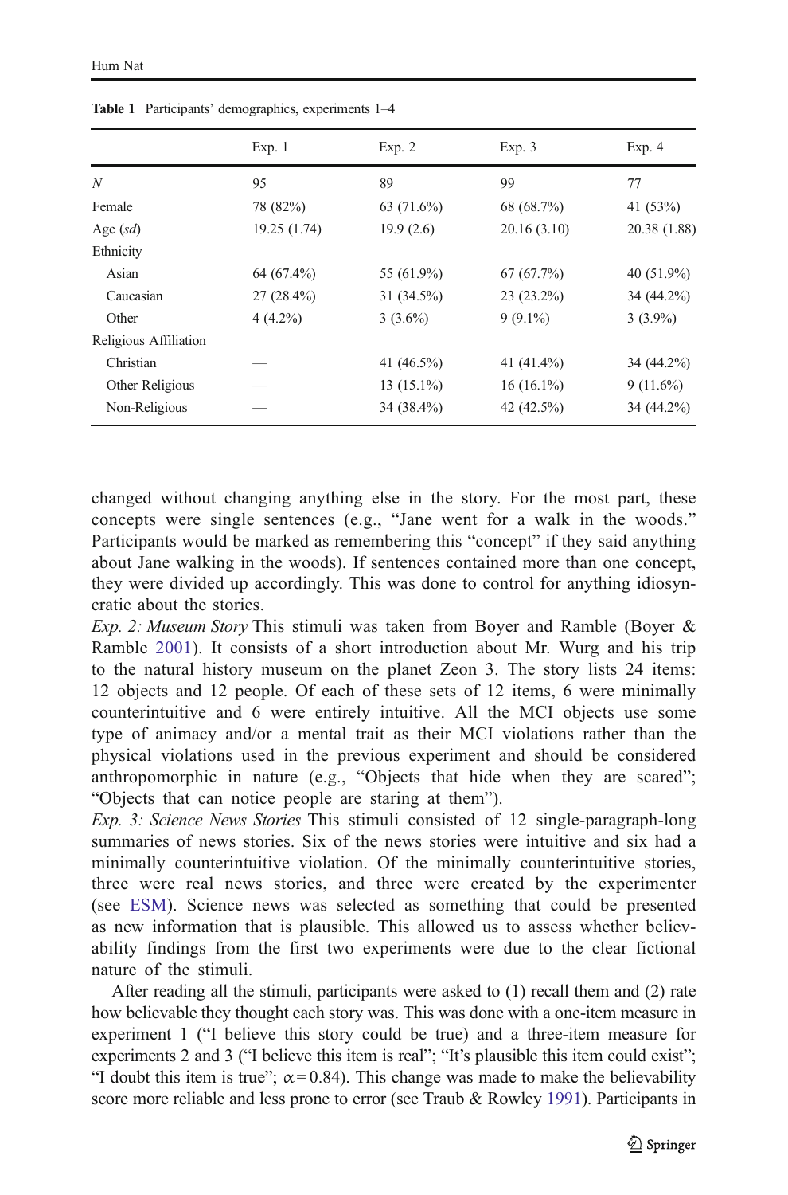**Table 1** Participants' demographics, experiments 1–4

| | Exp. 1 | Exp. 2 | Exp. 3 | Exp. 4 |
|---|---|---|---|---|
| *N* | 95 | 89 | 99 | 77 |
| Female | 78 (82%) | 63 (71.6%) | 68 (68.7%) | 41 (53%) |
| Age (*sd*) | 19.25 (1.74) | 19.9 (2.6) | 20.16 (3.10) | 20.38 (1.88) |
| Ethnicity | | | | |
| Asian | 64 (67.4%) | 55 (61.9%) | 67 (67.7%) | 40 (51.9%) |
| Caucasian | 27 (28.4%) | 31 (34.5%) | 23 (23.2%) | 34 (44.2%) |
| Other | 4 (4.2%) | 3 (3.6%) | 9 (9.1%) | 3 (3.9%) |
| Religious Affiliation | | | | |
| Christian | — | 41 (46.5%) | 41 (41.4%) | 34 (44.2%) |
| Other Religious | — | 13 (15.1%) | 16 (16.1%) | 9 (11.6%) |
| Non-Religious | — | 34 (38.4%) | 42 (42.5%) | 34 (44.2%) |

changed without changing anything else in the story. For the most part, these concepts were single sentences (e.g., "Jane went for a walk in the woods." Participants would be marked as remembering this "concept" if they said anything about Jane walking in the woods). If sentences contained more than one concept, they were divided up accordingly. This was done to control for anything idiosyncratic about the stories.

*Exp. 2: Museum Story* This stimuli was taken from Boyer and Ramble (Boyer & Ramble 2001). It consists of a short introduction about Mr. Wurg and his trip to the natural history museum on the planet Zeon 3. The story lists 24 items: 12 objects and 12 people. Of each of these sets of 12 items, 6 were minimally counterintuitive and 6 were entirely intuitive. All the MCI objects use some type of animacy and/or a mental trait as their MCI violations rather than the physical violations used in the previous experiment and should be considered anthropomorphic in nature (e.g., "Objects that hide when they are scared"; "Objects that can notice people are staring at them").

*Exp. 3: Science News Stories* This stimuli consisted of 12 single-paragraph-long summaries of news stories. Six of the news stories were intuitive and six had a minimally counterintuitive violation. Of the minimally counterintuitive stories, three were real news stories, and three were created by the experimenter (see ESM). Science news was selected as something that could be presented as new information that is plausible. This allowed us to assess whether believability findings from the first two experiments were due to the clear fictional nature of the stimuli.

After reading all the stimuli, participants were asked to (1) recall them and (2) rate how believable they thought each story was. This was done with a one-item measure in experiment 1 ("I believe this story could be true) and a three-item measure for experiments 2 and 3 ("I believe this item is real"; "It's plausible this item could exist"; "I doubt this item is true"; $\alpha = 0.84$). This change was made to make the believability score more reliable and less prone to error (see Traub & Rowley 1991). Participants in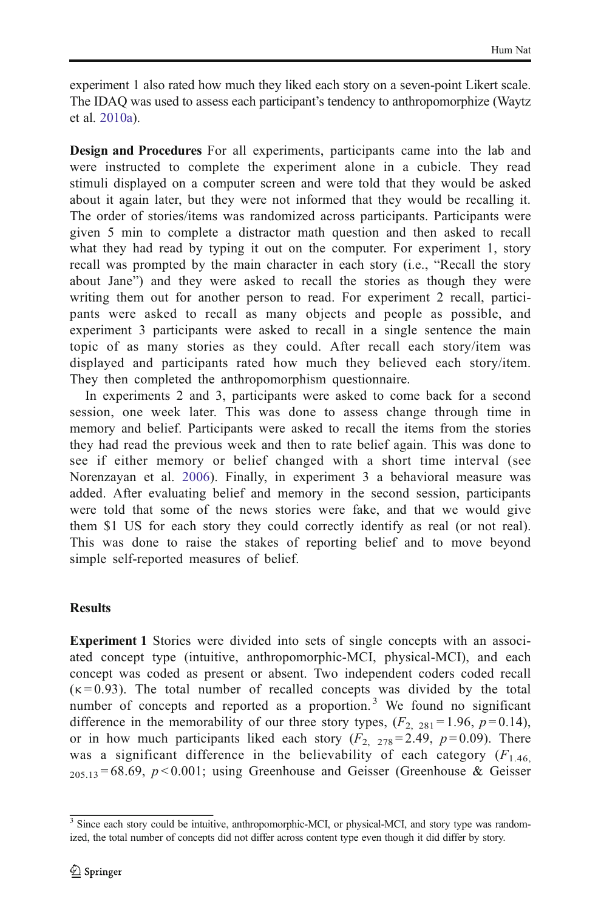experiment 1 also rated how much they liked each story on a seven-point Likert scale. The IDAQ was used to assess each participant's tendency to anthropomorphize (Waytz et al. 2010a).

**Design and Procedures** For all experiments, participants came into the lab and were instructed to complete the experiment alone in a cubicle. They read stimuli displayed on a computer screen and were told that they would be asked about it again later, but they were not informed that they would be recalling it. The order of stories/items was randomized across participants. Participants were given 5 min to complete a distractor math question and then asked to recall what they had read by typing it out on the computer. For experiment 1, story recall was prompted by the main character in each story (i.e., "Recall the story about Jane") and they were asked to recall the stories as though they were writing them out for another person to read. For experiment 2 recall, participants were asked to recall as many objects and people as possible, and experiment 3 participants were asked to recall in a single sentence the main topic of as many stories as they could. After recall each story/item was displayed and participants rated how much they believed each story/item. They then completed the anthropomorphism questionnaire.

In experiments 2 and 3, participants were asked to come back for a second session, one week later. This was done to assess change through time in memory and belief. Participants were asked to recall the items from the stories they had read the previous week and then to rate belief again. This was done to see if either memory or belief changed with a short time interval (see Norenzayan et al. 2006). Finally, in experiment 3 a behavioral measure was added. After evaluating belief and memory in the second session, participants were told that some of the news stories were fake, and that we would give them $1 US for each story they could correctly identify as real (or not real). This was done to raise the stakes of reporting belief and to move beyond simple self-reported measures of belief.

## Results

**Experiment 1** Stories were divided into sets of single concepts with an associated concept type (intuitive, anthropomorphic-MCI, physical-MCI), and each concept was coded as present or absent. Two independent coders coded recall ($\kappa = 0.93$). The total number of recalled concepts was divided by the total number of concepts and reported as a proportion.[3] We found no significant difference in the memorability of our three story types, ($F_{2,\ 281} = 1.96$, $p = 0.14$), or in how much participants liked each story ($F_{2,\ 278} = 2.49$, $p = 0.09$). There was a significant difference in the believability of each category ($F_{1.46,\ 205.13} = 68.69$, $p < 0.001$; using Greenhouse and Geisser (Greenhouse & Geisser

[3] Since each story could be intuitive, anthropomorphic-MCI, or physical-MCI, and story type was randomized, the total number of concepts did not differ across content type even though it did differ by story.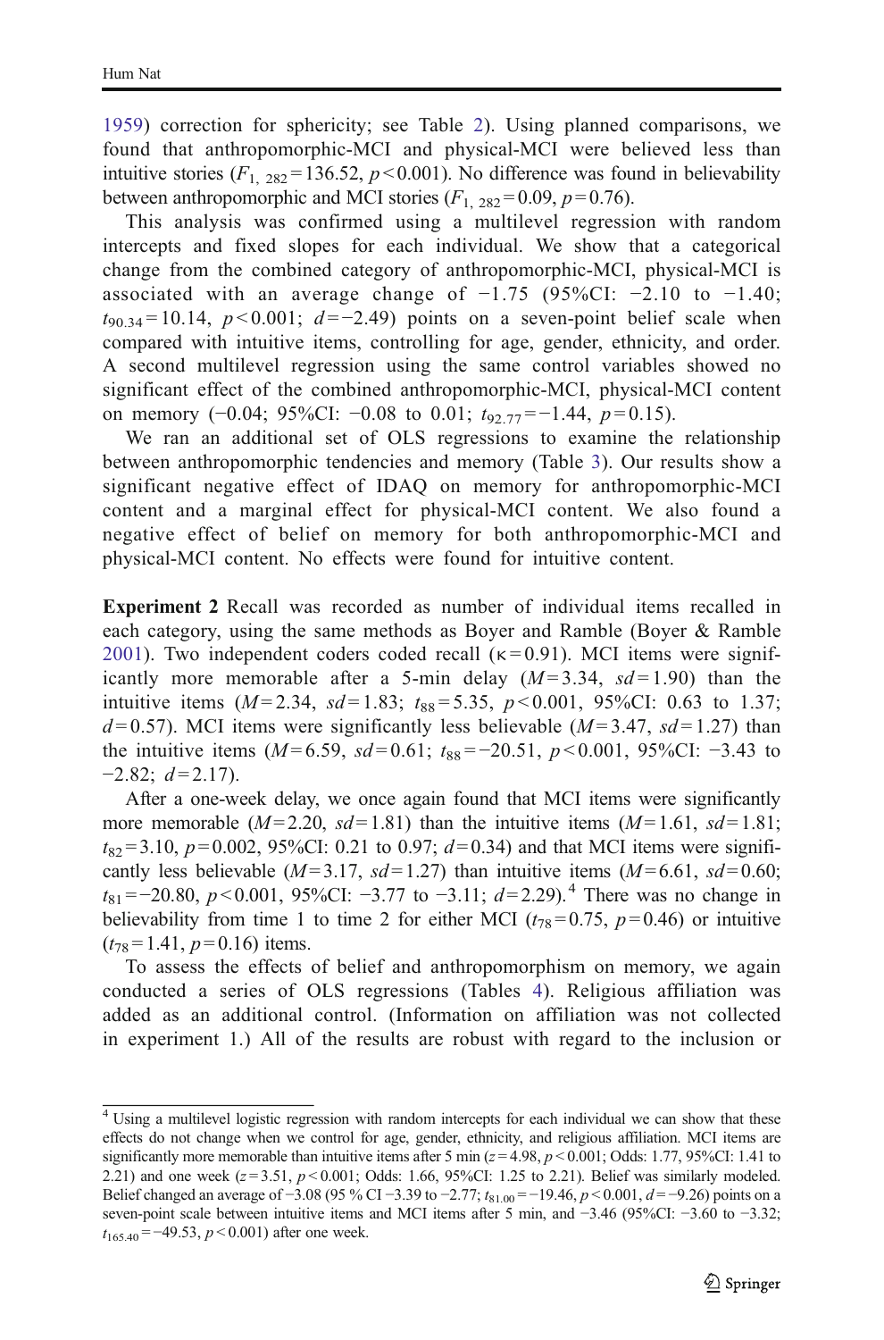1959) correction for sphericity; see Table 2). Using planned comparisons, we found that anthropomorphic-MCI and physical-MCI were believed less than intuitive stories ($F_{1,\ 282} = 136.52$, $p < 0.001$). No difference was found in believability between anthropomorphic and MCI stories ($F_{1,\ 282} = 0.09$, $p = 0.76$).

This analysis was confirmed using a multilevel regression with random intercepts and fixed slopes for each individual. We show that a categorical change from the combined category of anthropomorphic-MCI, physical-MCI is associated with an average change of −1.75 (95%CI: −2.10 to −1.40; $t_{90.34} = 10.14$, $p < 0.001$; $d = -2.49$) points on a seven-point belief scale when compared with intuitive items, controlling for age, gender, ethnicity, and order. A second multilevel regression using the same control variables showed no significant effect of the combined anthropomorphic-MCI, physical-MCI content on memory (−0.04; 95%CI: −0.08 to 0.01; $t_{92.77} = -1.44$, $p = 0.15$).

We ran an additional set of OLS regressions to examine the relationship between anthropomorphic tendencies and memory (Table 3). Our results show a significant negative effect of IDAQ on memory for anthropomorphic-MCI content and a marginal effect for physical-MCI content. We also found a negative effect of belief on memory for both anthropomorphic-MCI and physical-MCI content. No effects were found for intuitive content.

**Experiment 2** Recall was recorded as number of individual items recalled in each category, using the same methods as Boyer and Ramble (Boyer & Ramble 2001). Two independent coders coded recall (κ = 0.91). MCI items were significantly more memorable after a 5-min delay ($M = 3.34$, $sd = 1.90$) than the intuitive items ($M = 2.34$, $sd = 1.83$; $t_{88} = 5.35$, $p < 0.001$, 95%CI: 0.63 to 1.37; $d = 0.57$). MCI items were significantly less believable ($M = 3.47$, $sd = 1.27$) than the intuitive items ($M = 6.59$, $sd = 0.61$; $t_{88} = -20.51$, $p < 0.001$, 95%CI: −3.43 to −2.82; $d = 2.17$).

After a one-week delay, we once again found that MCI items were significantly more memorable ($M = 2.20$, $sd = 1.81$) than the intuitive items ($M = 1.61$, $sd = 1.81$; $t_{82} = 3.10$, $p = 0.002$, 95%CI: 0.21 to 0.97; $d = 0.34$) and that MCI items were significantly less believable ($M = 3.17$, $sd = 1.27$) than intuitive items ($M = 6.61$, $sd = 0.60$; $t_{81} = -20.80$, $p < 0.001$, 95%CI: −3.77 to −3.11; $d = 2.29$).[4] There was no change in believability from time 1 to time 2 for either MCI ($t_{78} = 0.75$, $p = 0.46$) or intuitive ($t_{78} = 1.41$, $p = 0.16$) items.

To assess the effects of belief and anthropomorphism on memory, we again conducted a series of OLS regressions (Tables 4). Religious affiliation was added as an additional control. (Information on affiliation was not collected in experiment 1.) All of the results are robust with regard to the inclusion or

---

[4] Using a multilevel logistic regression with random intercepts for each individual we can show that these effects do not change when we control for age, gender, ethnicity, and religious affiliation. MCI items are significantly more memorable than intuitive items after 5 min ($z = 4.98$, $p < 0.001$; Odds: 1.77, 95%CI: 1.41 to 2.21) and one week ($z = 3.51$, $p < 0.001$; Odds: 1.66, 95%CI: 1.25 to 2.21). Belief was similarly modeled. Belief changed an average of −3.08 (95 % CI −3.39 to −2.77; $t_{81.00} = -19.46$, $p < 0.001$, $d = -9.26$) points on a seven-point scale between intuitive items and MCI items after 5 min, and −3.46 (95%CI: −3.60 to −3.32; $t_{165.40} = -49.53$, $p < 0.001$) after one week.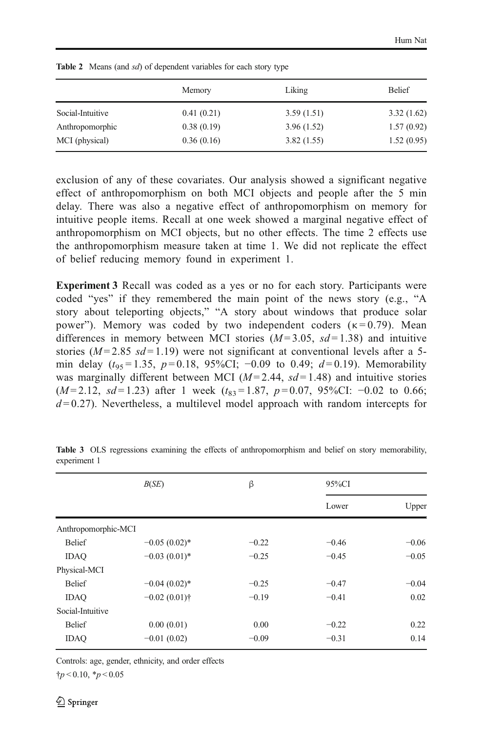**Table 2** Means (and *sd*) of dependent variables for each story type

| | Memory | Liking | Belief |
|---|---|---|---|
| Social-Intuitive | 0.41 (0.21) | 3.59 (1.51) | 3.32 (1.62) |
| Anthropomorphic | 0.38 (0.19) | 3.96 (1.52) | 1.57 (0.92) |
| MCI (physical) | 0.36 (0.16) | 3.82 (1.55) | 1.52 (0.95) |

exclusion of any of these covariates. Our analysis showed a significant negative effect of anthropomorphism on both MCI objects and people after the 5 min delay. There was also a negative effect of anthropomorphism on memory for intuitive people items. Recall at one week showed a marginal negative effect of anthropomorphism on MCI objects, but no other effects. The time 2 effects use the anthropomorphism measure taken at time 1. We did not replicate the effect of belief reducing memory found in experiment 1.

**Experiment 3** Recall was coded as a yes or no for each story. Participants were coded "yes" if they remembered the main point of the news story (e.g., "A story about teleporting objects," "A story about windows that produce solar power"). Memory was coded by two independent coders ($\kappa = 0.79$). Mean differences in memory between MCI stories ($M = 3.05$, $sd = 1.38$) and intuitive stories ($M = 2.85$ $sd = 1.19$) were not significant at conventional levels after a 5-min delay ($t_{95} = 1.35$, $p = 0.18$, 95%CI; −0.09 to 0.49; $d = 0.19$). Memorability was marginally different between MCI ($M = 2.44$, $sd = 1.48$) and intuitive stories ($M = 2.12$, $sd = 1.23$) after 1 week ($t_{83} = 1.87$, $p = 0.07$, 95%CI: −0.02 to 0.66; $d = 0.27$). Nevertheless, a multilevel model approach with random intercepts for

**Table 3** OLS regressions examining the effects of anthropomorphism and belief on story memorability, experiment 1

| | *B*(*SE*) | β | 95%CI | |
|---|---|---|---|---|
| | | | Lower | Upper |
| Anthropomorphic-MCI | | | | |
| Belief | −0.05 (0.02)* | −0.22 | −0.46 | −0.06 |
| IDAQ | −0.03 (0.01)* | −0.25 | −0.45 | −0.05 |
| Physical-MCI | | | | |
| Belief | −0.04 (0.02)* | −0.25 | −0.47 | −0.04 |
| IDAQ | −0.02 (0.01)† | −0.19 | −0.41 | 0.02 |
| Social-Intuitive | | | | |
| Belief | 0.00 (0.01) | 0.00 | −0.22 | 0.22 |
| IDAQ | −0.01 (0.02) | −0.09 | −0.31 | 0.14 |

Controls: age, gender, ethnicity, and order effects

†$p < 0.10$, *$p < 0.05$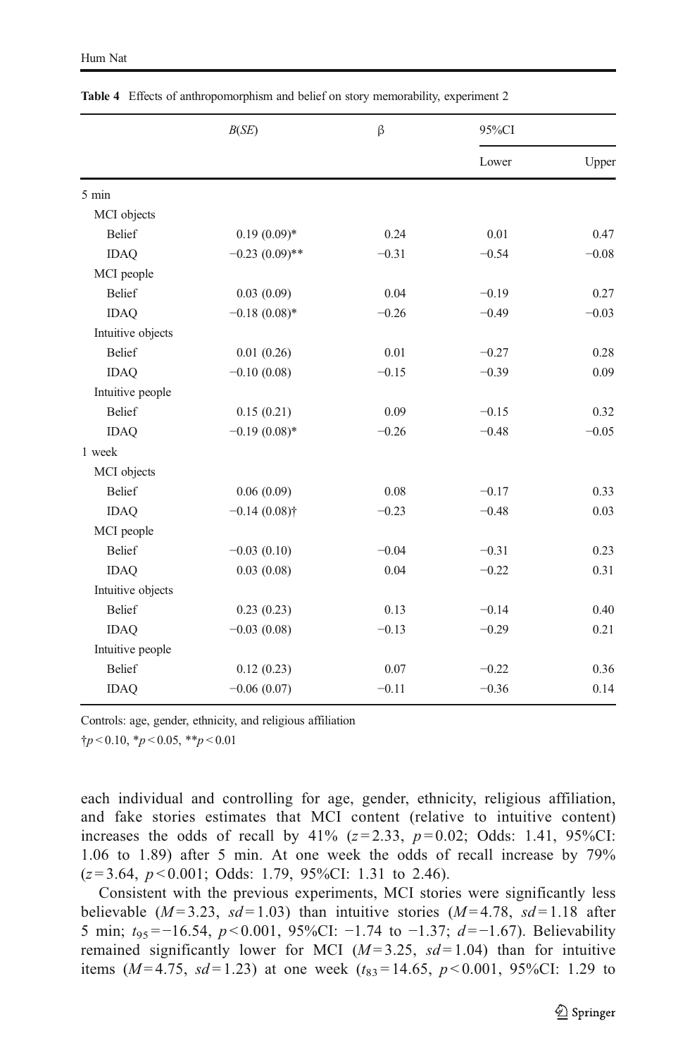**Table 4** Effects of anthropomorphism and belief on story memorability, experiment 2

| | *B*(*SE*) | β | 95%CI | |
|---|---|---|---|---|
| | | | Lower | Upper |
| 5 min | | | | |
| MCI objects | | | | |
| Belief | 0.19 (0.09)* | 0.24 | 0.01 | 0.47 |
| IDAQ | −0.23 (0.09)** | −0.31 | −0.54 | −0.08 |
| MCI people | | | | |
| Belief | 0.03 (0.09) | 0.04 | −0.19 | 0.27 |
| IDAQ | −0.18 (0.08)* | −0.26 | −0.49 | −0.03 |
| Intuitive objects | | | | |
| Belief | 0.01 (0.26) | 0.01 | −0.27 | 0.28 |
| IDAQ | −0.10 (0.08) | −0.15 | −0.39 | 0.09 |
| Intuitive people | | | | |
| Belief | 0.15 (0.21) | 0.09 | −0.15 | 0.32 |
| IDAQ | −0.19 (0.08)* | −0.26 | −0.48 | −0.05 |
| 1 week | | | | |
| MCI objects | | | | |
| Belief | 0.06 (0.09) | 0.08 | −0.17 | 0.33 |
| IDAQ | −0.14 (0.08)† | −0.23 | −0.48 | 0.03 |
| MCI people | | | | |
| Belief | −0.03 (0.10) | −0.04 | −0.31 | 0.23 |
| IDAQ | 0.03 (0.08) | 0.04 | −0.22 | 0.31 |
| Intuitive objects | | | | |
| Belief | 0.23 (0.23) | 0.13 | −0.14 | 0.40 |
| IDAQ | −0.03 (0.08) | −0.13 | −0.29 | 0.21 |
| Intuitive people | | | | |
| Belief | 0.12 (0.23) | 0.07 | −0.22 | 0.36 |
| IDAQ | −0.06 (0.07) | −0.11 | −0.36 | 0.14 |

Controls: age, gender, ethnicity, and religious affiliation

†$p < 0.10$, *$p < 0.05$, **$p < 0.01$

each individual and controlling for age, gender, ethnicity, religious affiliation, and fake stories estimates that MCI content (relative to intuitive content) increases the odds of recall by 41% ($z = 2.33$, $p = 0.02$; Odds: 1.41, 95%CI: 1.06 to 1.89) after 5 min. At one week the odds of recall increase by 79% ($z = 3.64$, $p < 0.001$; Odds: 1.79, 95%CI: 1.31 to 2.46).

Consistent with the previous experiments, MCI stories were significantly less believable ($M = 3.23$, $sd = 1.03$) than intuitive stories ($M = 4.78$, $sd = 1.18$ after 5 min; $t_{95} = -16.54$, $p < 0.001$, 95%CI: −1.74 to −1.37; $d = -1.67$). Believability remained significantly lower for MCI ($M = 3.25$, $sd = 1.04$) than for intuitive items ($M = 4.75$, $sd = 1.23$) at one week ($t_{83} = 14.65$, $p < 0.001$, 95%CI: 1.29 to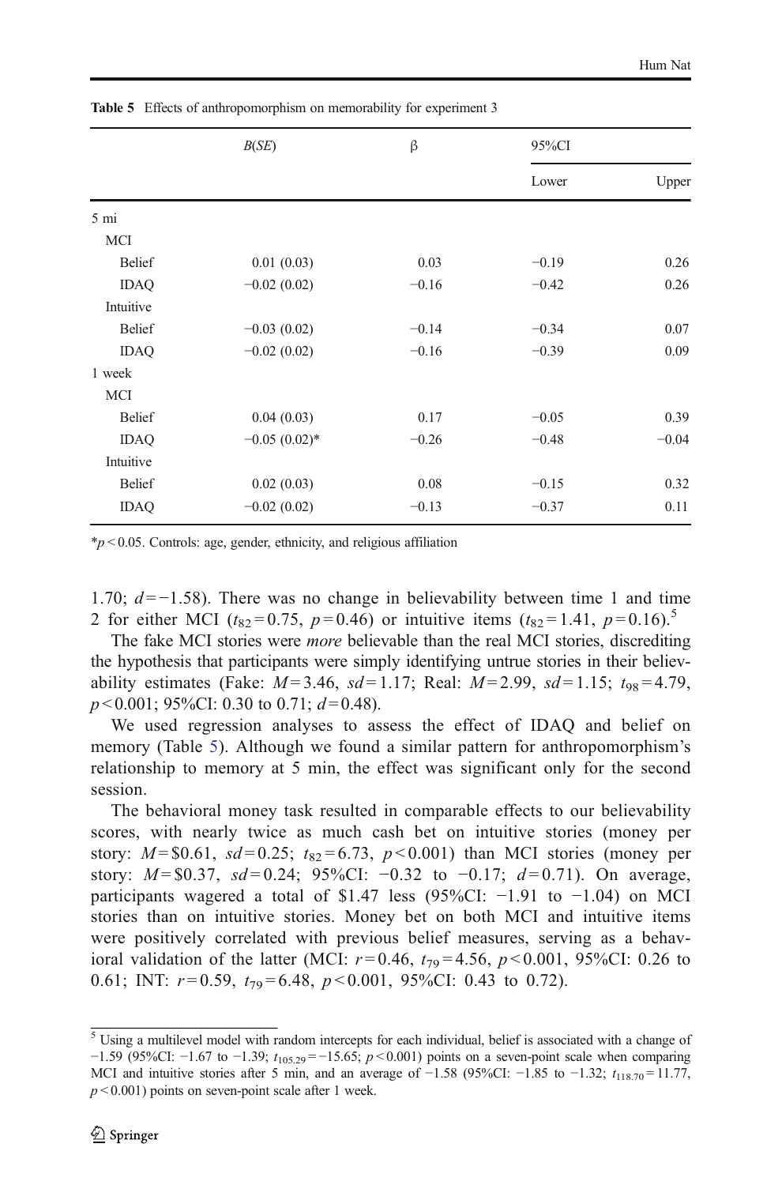**Table 5** Effects of anthropomorphism on memorability for experiment 3

| | B(SE) | β | 95%CI | |
|---|---|---|---|---|
| | | | Lower | Upper |
| 5 mi | | | | |
| MCI | | | | |
| Belief | 0.01 (0.03) | 0.03 | −0.19 | 0.26 |
| IDAQ | −0.02 (0.02) | −0.16 | −0.42 | 0.26 |
| Intuitive | | | | |
| Belief | −0.03 (0.02) | −0.14 | −0.34 | 0.07 |
| IDAQ | −0.02 (0.02) | −0.16 | −0.39 | 0.09 |
| 1 week | | | | |
| MCI | | | | |
| Belief | 0.04 (0.03) | 0.17 | −0.05 | 0.39 |
| IDAQ | −0.05 (0.02)* | −0.26 | −0.48 | −0.04 |
| Intuitive | | | | |
| Belief | 0.02 (0.03) | 0.08 | −0.15 | 0.32 |
| IDAQ | −0.02 (0.02) | −0.13 | −0.37 | 0.11 |

*$p < 0.05$. Controls: age, gender, ethnicity, and religious affiliation

1.70; $d = -1.58$). There was no change in believability between time 1 and time 2 for either MCI ($t_{82} = 0.75$, $p = 0.46$) or intuitive items ($t_{82} = 1.41$, $p = 0.16$).[5]

The fake MCI stories were *more* believable than the real MCI stories, discrediting the hypothesis that participants were simply identifying untrue stories in their believability estimates (Fake: $M = 3.46$, $sd = 1.17$; Real: $M = 2.99$, $sd = 1.15$; $t_{98} = 4.79$, $p < 0.001$; 95%CI: 0.30 to 0.71; $d = 0.48$).

We used regression analyses to assess the effect of IDAQ and belief on memory (Table 5). Although we found a similar pattern for anthropomorphism's relationship to memory at 5 min, the effect was significant only for the second session.

The behavioral money task resulted in comparable effects to our believability scores, with nearly twice as much cash bet on intuitive stories (money per story: $M = \$0.61$, $sd = 0.25$; $t_{82} = 6.73$, $p < 0.001$) than MCI stories (money per story: $M = \$0.37$, $sd = 0.24$; 95%CI: −0.32 to −0.17; $d = 0.71$). On average, participants wagered a total of \$1.47 less (95%CI: −1.91 to −1.04) on MCI stories than on intuitive stories. Money bet on both MCI and intuitive items were positively correlated with previous belief measures, serving as a behavioral validation of the latter (MCI: $r = 0.46$, $t_{79} = 4.56$, $p < 0.001$, 95%CI: 0.26 to 0.61; INT: $r = 0.59$, $t_{79} = 6.48$, $p < 0.001$, 95%CI: 0.43 to 0.72).

[5] Using a multilevel model with random intercepts for each individual, belief is associated with a change of −1.59 (95%CI: −1.67 to −1.39; $t_{105.29} = -15.65$; $p < 0.001$) points on a seven-point scale when comparing MCI and intuitive stories after 5 min, and an average of −1.58 (95%CI: −1.85 to −1.32; $t_{118.70} = 11.77$, $p < 0.001$) points on seven-point scale after 1 week.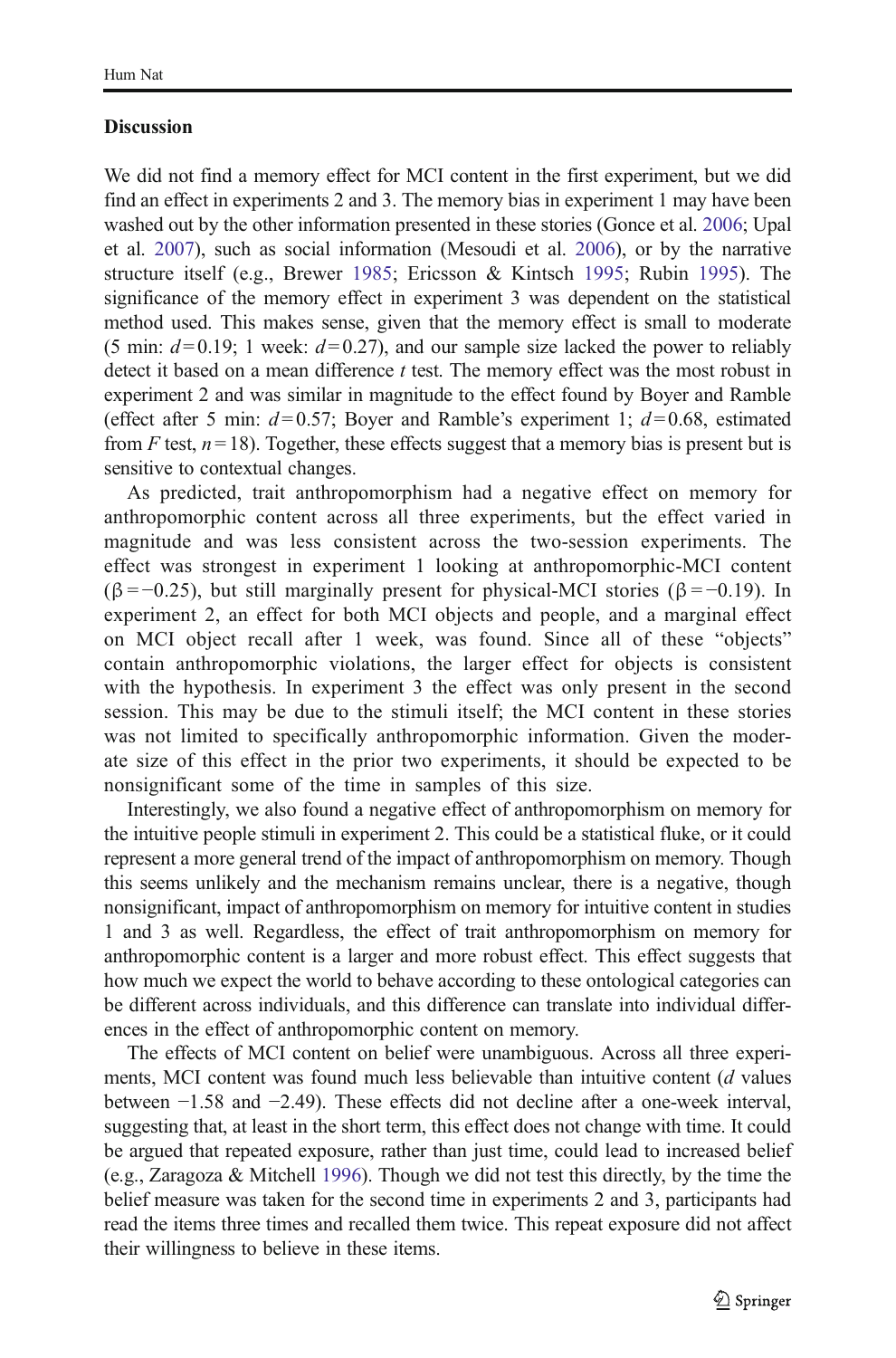### Discussion

We did not find a memory effect for MCI content in the first experiment, but we did find an effect in experiments 2 and 3. The memory bias in experiment 1 may have been washed out by the other information presented in these stories (Gonce et al. 2006; Upal et al. 2007), such as social information (Mesoudi et al. 2006), or by the narrative structure itself (e.g., Brewer 1985; Ericsson & Kintsch 1995; Rubin 1995). The significance of the memory effect in experiment 3 was dependent on the statistical method used. This makes sense, given that the memory effect is small to moderate (5 min: $d=0.19$; 1 week: $d=0.27$), and our sample size lacked the power to reliably detect it based on a mean difference $t$ test. The memory effect was the most robust in experiment 2 and was similar in magnitude to the effect found by Boyer and Ramble (effect after 5 min: $d=0.57$; Boyer and Ramble's experiment 1; $d=0.68$, estimated from $F$ test, $n=18$). Together, these effects suggest that a memory bias is present but is sensitive to contextual changes.

As predicted, trait anthropomorphism had a negative effect on memory for anthropomorphic content across all three experiments, but the effect varied in magnitude and was less consistent across the two-session experiments. The effect was strongest in experiment 1 looking at anthropomorphic-MCI content ($\beta=-0.25$), but still marginally present for physical-MCI stories ($\beta=-0.19$). In experiment 2, an effect for both MCI objects and people, and a marginal effect on MCI object recall after 1 week, was found. Since all of these "objects" contain anthropomorphic violations, the larger effect for objects is consistent with the hypothesis. In experiment 3 the effect was only present in the second session. This may be due to the stimuli itself; the MCI content in these stories was not limited to specifically anthropomorphic information. Given the moderate size of this effect in the prior two experiments, it should be expected to be nonsignificant some of the time in samples of this size.

Interestingly, we also found a negative effect of anthropomorphism on memory for the intuitive people stimuli in experiment 2. This could be a statistical fluke, or it could represent a more general trend of the impact of anthropomorphism on memory. Though this seems unlikely and the mechanism remains unclear, there is a negative, though nonsignificant, impact of anthropomorphism on memory for intuitive content in studies 1 and 3 as well. Regardless, the effect of trait anthropomorphism on memory for anthropomorphic content is a larger and more robust effect. This effect suggests that how much we expect the world to behave according to these ontological categories can be different across individuals, and this difference can translate into individual differences in the effect of anthropomorphic content on memory.

The effects of MCI content on belief were unambiguous. Across all three experiments, MCI content was found much less believable than intuitive content ($d$ values between −1.58 and −2.49). These effects did not decline after a one-week interval, suggesting that, at least in the short term, this effect does not change with time. It could be argued that repeated exposure, rather than just time, could lead to increased belief (e.g., Zaragoza & Mitchell 1996). Though we did not test this directly, by the time the belief measure was taken for the second time in experiments 2 and 3, participants had read the items three times and recalled them twice. This repeat exposure did not affect their willingness to believe in these items.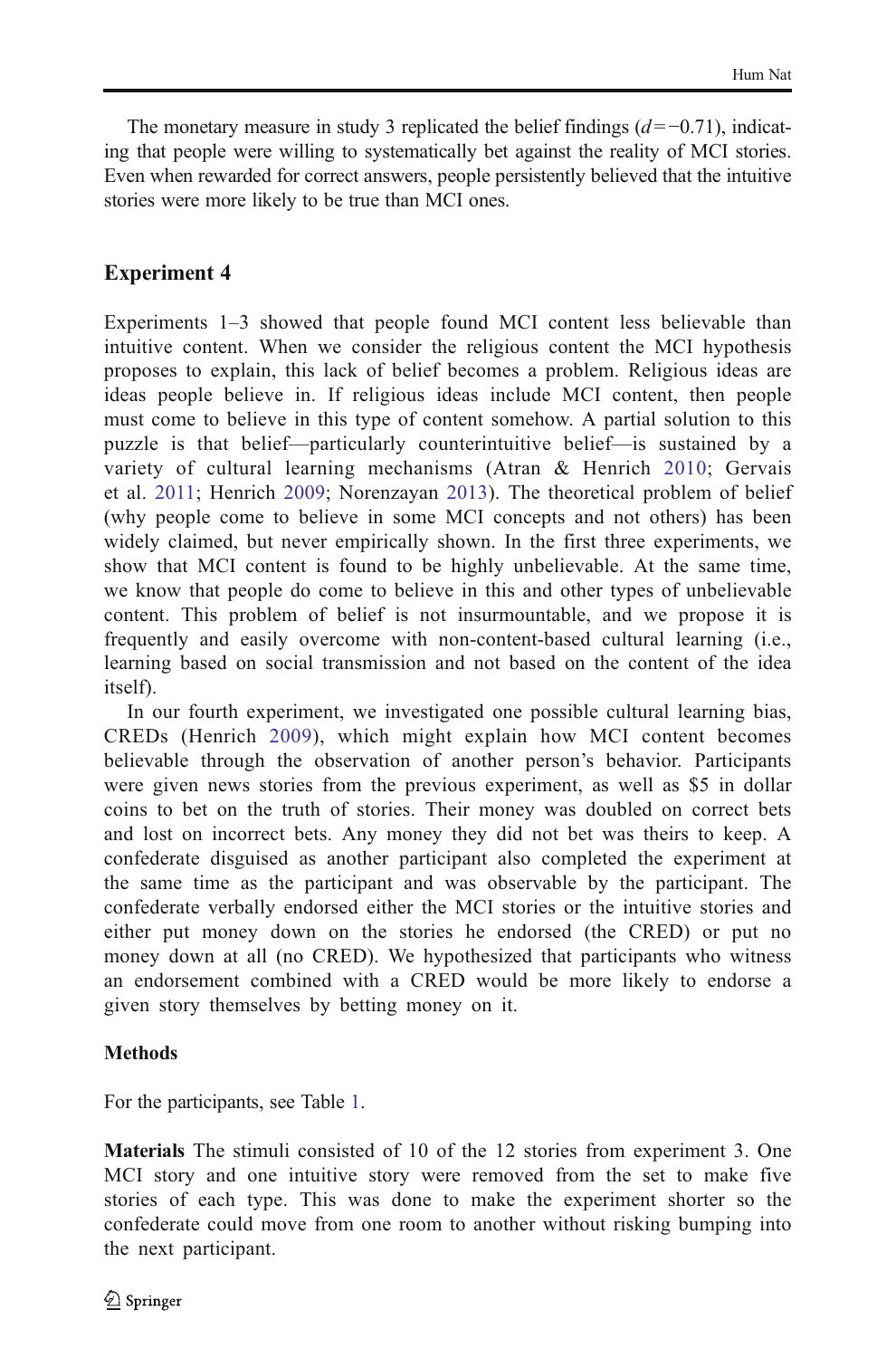The monetary measure in study 3 replicated the belief findings ($d = -0.71$), indicating that people were willing to systematically bet against the reality of MCI stories. Even when rewarded for correct answers, people persistently believed that the intuitive stories were more likely to be true than MCI ones.

## Experiment 4

Experiments 1–3 showed that people found MCI content less believable than intuitive content. When we consider the religious content the MCI hypothesis proposes to explain, this lack of belief becomes a problem. Religious ideas are ideas people believe in. If religious ideas include MCI content, then people must come to believe in this type of content somehow. A partial solution to this puzzle is that belief—particularly counterintuitive belief—is sustained by a variety of cultural learning mechanisms (Atran & Henrich 2010; Gervais et al. 2011; Henrich 2009; Norenzayan 2013). The theoretical problem of belief (why people come to believe in some MCI concepts and not others) has been widely claimed, but never empirically shown. In the first three experiments, we show that MCI content is found to be highly unbelievable. At the same time, we know that people do come to believe in this and other types of unbelievable content. This problem of belief is not insurmountable, and we propose it is frequently and easily overcome with non-content-based cultural learning (i.e., learning based on social transmission and not based on the content of the idea itself).

In our fourth experiment, we investigated one possible cultural learning bias, CREDs (Henrich 2009), which might explain how MCI content becomes believable through the observation of another person's behavior. Participants were given news stories from the previous experiment, as well as $5 in dollar coins to bet on the truth of stories. Their money was doubled on correct bets and lost on incorrect bets. Any money they did not bet was theirs to keep. A confederate disguised as another participant also completed the experiment at the same time as the participant and was observable by the participant. The confederate verbally endorsed either the MCI stories or the intuitive stories and either put money down on the stories he endorsed (the CRED) or put no money down at all (no CRED). We hypothesized that participants who witness an endorsement combined with a CRED would be more likely to endorse a given story themselves by betting money on it.

### Methods

For the participants, see Table 1.

**Materials** The stimuli consisted of 10 of the 12 stories from experiment 3. One MCI story and one intuitive story were removed from the set to make five stories of each type. This was done to make the experiment shorter so the confederate could move from one room to another without risking bumping into the next participant.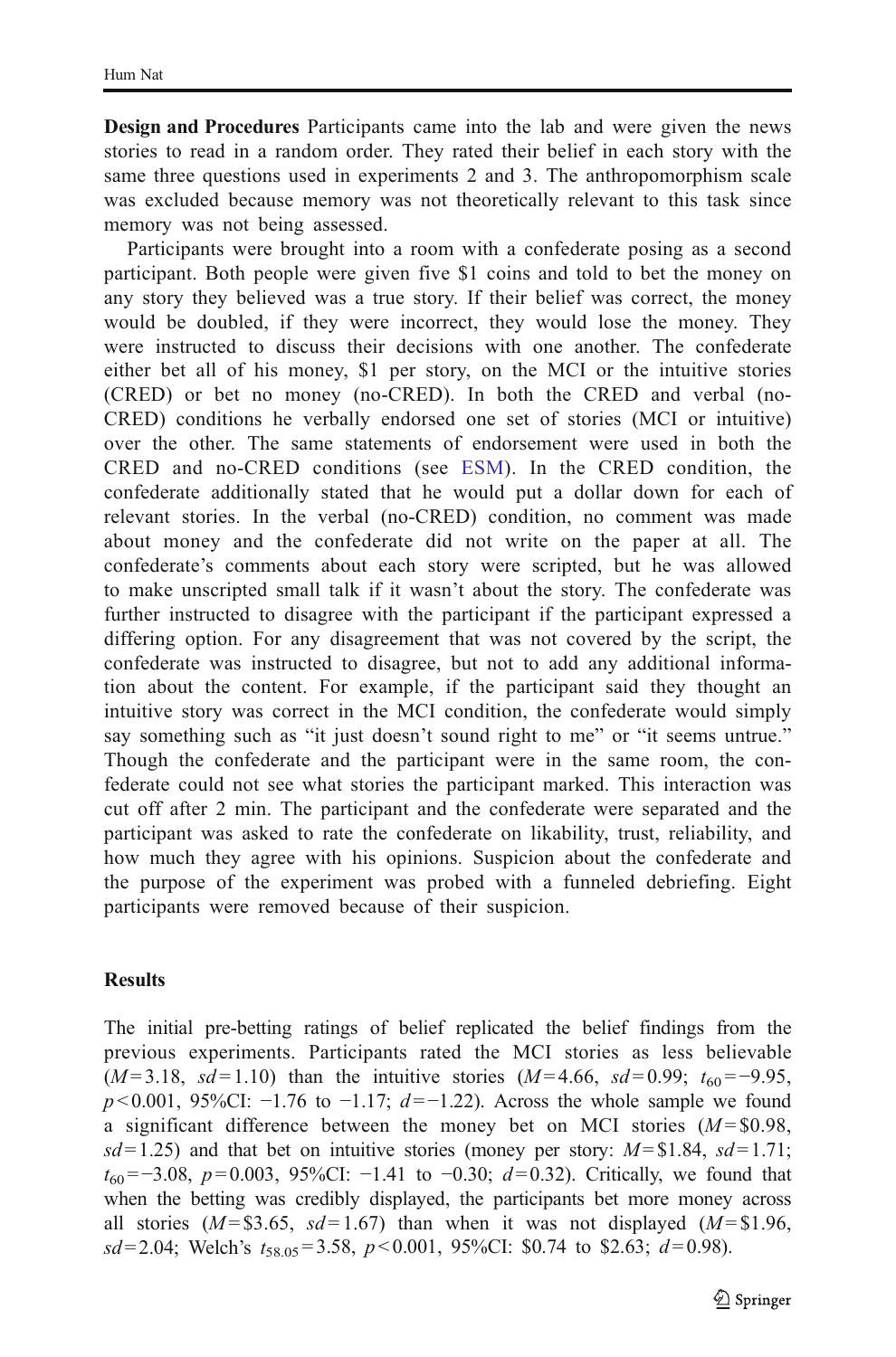**Design and Procedures** Participants came into the lab and were given the news stories to read in a random order. They rated their belief in each story with the same three questions used in experiments 2 and 3. The anthropomorphism scale was excluded because memory was not theoretically relevant to this task since memory was not being assessed.

Participants were brought into a room with a confederate posing as a second participant. Both people were given five \$1 coins and told to bet the money on any story they believed was a true story. If their belief was correct, the money would be doubled, if they were incorrect, they would lose the money. They were instructed to discuss their decisions with one another. The confederate either bet all of his money, \$1 per story, on the MCI or the intuitive stories (CRED) or bet no money (no-CRED). In both the CRED and verbal (no-CRED) conditions he verbally endorsed one set of stories (MCI or intuitive) over the other. The same statements of endorsement were used in both the CRED and no-CRED conditions (see ESM). In the CRED condition, the confederate additionally stated that he would put a dollar down for each of relevant stories. In the verbal (no-CRED) condition, no comment was made about money and the confederate did not write on the paper at all. The confederate's comments about each story were scripted, but he was allowed to make unscripted small talk if it wasn't about the story. The confederate was further instructed to disagree with the participant if the participant expressed a differing option. For any disagreement that was not covered by the script, the confederate was instructed to disagree, but not to add any additional information about the content. For example, if the participant said they thought an intuitive story was correct in the MCI condition, the confederate would simply say something such as "it just doesn't sound right to me" or "it seems untrue." Though the confederate and the participant were in the same room, the confederate could not see what stories the participant marked. This interaction was cut off after 2 min. The participant and the confederate were separated and the participant was asked to rate the confederate on likability, trust, reliability, and how much they agree with his opinions. Suspicion about the confederate and the purpose of the experiment was probed with a funneled debriefing. Eight participants were removed because of their suspicion.

## Results

The initial pre-betting ratings of belief replicated the belief findings from the previous experiments. Participants rated the MCI stories as less believable ($M = 3.18$, $sd = 1.10$) than the intuitive stories ($M = 4.66$, $sd = 0.99$; $t_{60} = -9.95$, $p < 0.001$, 95%CI: −1.76 to −1.17; $d = -1.22$). Across the whole sample we found a significant difference between the money bet on MCI stories ($M = \$0.98$, $sd = 1.25$) and that bet on intuitive stories (money per story: $M = \$1.84$, $sd = 1.71$; $t_{60} = -3.08$, $p = 0.003$, 95%CI: −1.41 to −0.30; $d = 0.32$). Critically, we found that when the betting was credibly displayed, the participants bet more money across all stories ($M = \$3.65$, $sd = 1.67$) than when it was not displayed ($M = \$1.96$, $sd = 2.04$; Welch's $t_{58.05} = 3.58$, $p < 0.001$, 95%CI: \$0.74 to \$2.63; $d = 0.98$).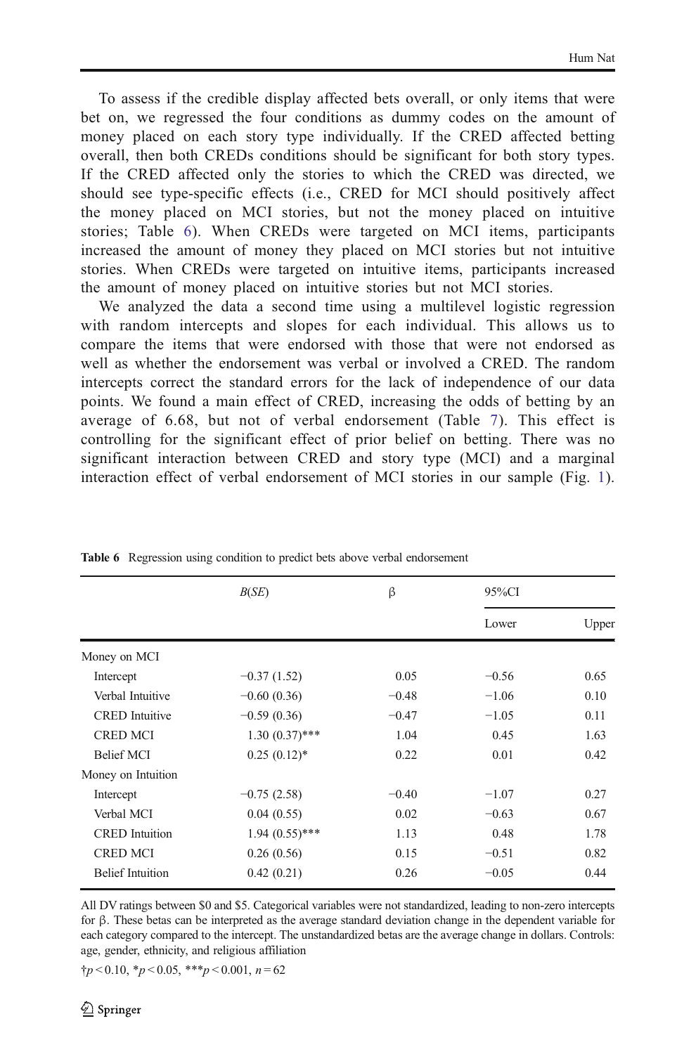To assess if the credible display affected bets overall, or only items that were bet on, we regressed the four conditions as dummy codes on the amount of money placed on each story type individually. If the CRED affected betting overall, then both CREDs conditions should be significant for both story types. If the CRED affected only the stories to which the CRED was directed, we should see type-specific effects (i.e., CRED for MCI should positively affect the money placed on MCI stories, but not the money placed on intuitive stories; Table 6). When CREDs were targeted on MCI items, participants increased the amount of money they placed on MCI stories but not intuitive stories. When CREDs were targeted on intuitive items, participants increased the amount of money placed on intuitive stories but not MCI stories.

We analyzed the data a second time using a multilevel logistic regression with random intercepts and slopes for each individual. This allows us to compare the items that were endorsed with those that were not endorsed as well as whether the endorsement was verbal or involved a CRED. The random intercepts correct the standard errors for the lack of independence of our data points. We found a main effect of CRED, increasing the odds of betting by an average of 6.68, but not of verbal endorsement (Table 7). This effect is controlling for the significant effect of prior belief on betting. There was no significant interaction between CRED and story type (MCI) and a marginal interaction effect of verbal endorsement of MCI stories in our sample (Fig. 1).

**Table 6** Regression using condition to predict bets above verbal endorsement

| | *B*(*SE*) | β | 95%CI | |
|---|---|---|---|---|
| | | | Lower | Upper |
| Money on MCI | | | | |
| Intercept | −0.37 (1.52) | 0.05 | −0.56 | 0.65 |
| Verbal Intuitive | −0.60 (0.36) | −0.48 | −1.06 | 0.10 |
| CRED Intuitive | −0.59 (0.36) | −0.47 | −1.05 | 0.11 |
| CRED MCI | 1.30 (0.37)*** | 1.04 | 0.45 | 1.63 |
| Belief MCI | 0.25 (0.12)* | 0.22 | 0.01 | 0.42 |
| Money on Intuition | | | | |
| Intercept | −0.75 (2.58) | −0.40 | −1.07 | 0.27 |
| Verbal MCI | 0.04 (0.55) | 0.02 | −0.63 | 0.67 |
| CRED Intuition | 1.94 (0.55)*** | 1.13 | 0.48 | 1.78 |
| CRED MCI | 0.26 (0.56) | 0.15 | −0.51 | 0.82 |
| Belief Intuition | 0.42 (0.21) | 0.26 | −0.05 | 0.44 |

All DV ratings between \$0 and \$5. Categorical variables were not standardized, leading to non-zero intercepts for β. These betas can be interpreted as the average standard deviation change in the dependent variable for each category compared to the intercept. The unstandardized betas are the average change in dollars. Controls: age, gender, ethnicity, and religious affiliation

†$p < 0.10$, *$p < 0.05$, ***$p < 0.001$, $n = 62$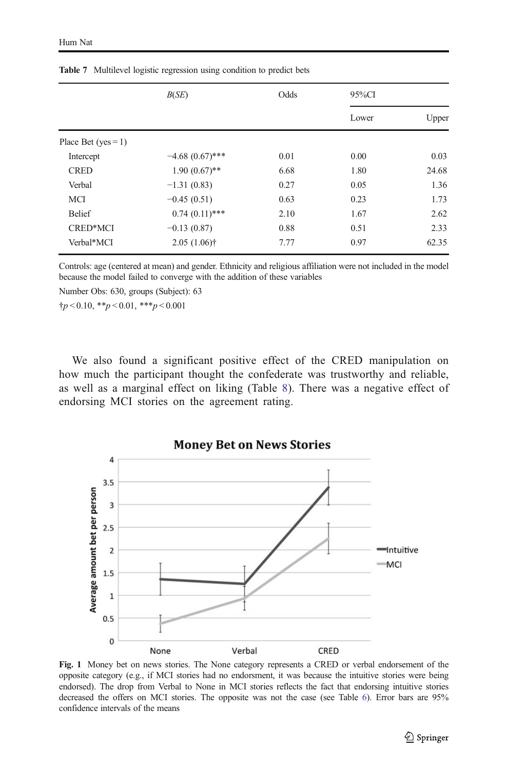**Table 7** Multilevel logistic regression using condition to predict bets

| | *B*(*SE*) | Odds | 95%CI | |
|---|---|---|---|---|
| | | | Lower | Upper |
| Place Bet (yes = 1) | | | | |
| Intercept | −4.68 (0.67)*** | 0.01 | 0.00 | 0.03 |
| CRED | 1.90 (0.67)** | 6.68 | 1.80 | 24.68 |
| Verbal | −1.31 (0.83) | 0.27 | 0.05 | 1.36 |
| MCI | −0.45 (0.51) | 0.63 | 0.23 | 1.73 |
| Belief | 0.74 (0.11)*** | 2.10 | 1.67 | 2.62 |
| CRED*MCI | −0.13 (0.87) | 0.88 | 0.51 | 2.33 |
| Verbal*MCI | 2.05 (1.06)† | 7.77 | 0.97 | 62.35 |

Controls: age (centered at mean) and gender. Ethnicity and religious affiliation were not included in the model because the model failed to converge with the addition of these variables

Number Obs: 630, groups (Subject): 63

†$p < 0.10$, **$p < 0.01$, ***$p < 0.001$

We also found a significant positive effect of the CRED manipulation on how much the participant thought the confederate was trustworthy and reliable, as well as a marginal effect on liking (Table 8). There was a negative effect of endorsing MCI stories on the agreement rating.

**Fig. 1** Money bet on news stories. The None category represents a CRED or verbal endorsement of the opposite category (e.g., if MCI stories had no endorsment, it was because the intuitive stories were being endorsed). The drop from Verbal to None in MCI stories reflects the fact that endorsing intuitive stories decreased the offers on MCI stories. The opposite was not the case (see Table 6). Error bars are 95% confidence intervals of the means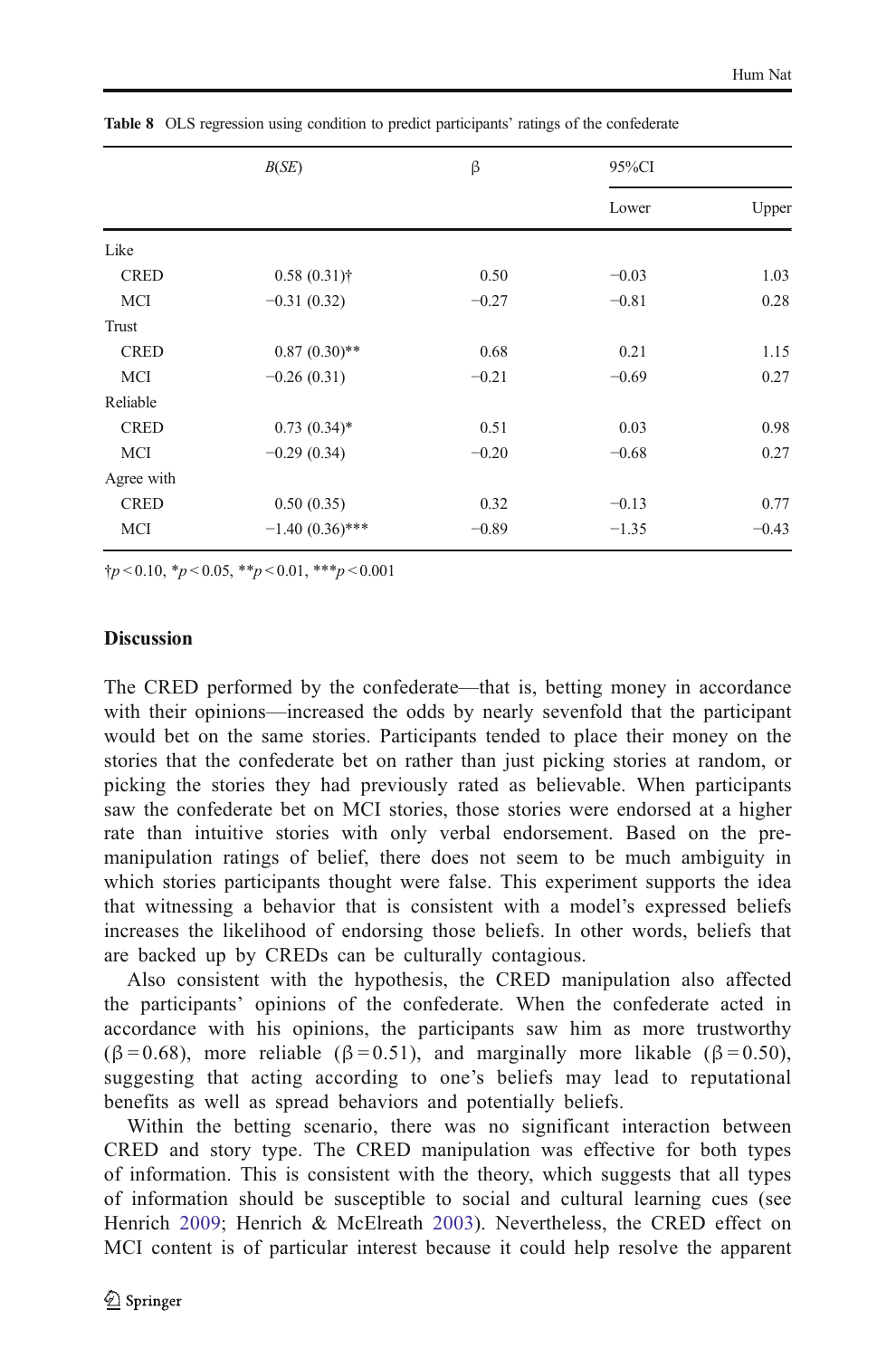**Table 8** OLS regression using condition to predict participants' ratings of the confederate

| | *B*(*SE*) | β | 95%CI | |
|---|---|---|---|---|
| | | | Lower | Upper |
| Like | | | | |
| CRED | 0.58 (0.31)† | 0.50 | −0.03 | 1.03 |
| MCI | −0.31 (0.32) | −0.27 | −0.81 | 0.28 |
| Trust | | | | |
| CRED | 0.87 (0.30)** | 0.68 | 0.21 | 1.15 |
| MCI | −0.26 (0.31) | −0.21 | −0.69 | 0.27 |
| Reliable | | | | |
| CRED | 0.73 (0.34)* | 0.51 | 0.03 | 0.98 |
| MCI | −0.29 (0.34) | −0.20 | −0.68 | 0.27 |
| Agree with | | | | |
| CRED | 0.50 (0.35) | 0.32 | −0.13 | 0.77 |
| MCI | −1.40 (0.36)*** | −0.89 | −1.35 | −0.43 |

†$p < 0.10$, \*$p < 0.05$, \*\*$p < 0.01$, \*\*\*$p < 0.001$

## Discussion

The CRED performed by the confederate—that is, betting money in accordance with their opinions—increased the odds by nearly sevenfold that the participant would bet on the same stories. Participants tended to place their money on the stories that the confederate bet on rather than just picking stories at random, or picking the stories they had previously rated as believable. When participants saw the confederate bet on MCI stories, those stories were endorsed at a higher rate than intuitive stories with only verbal endorsement. Based on the pre-manipulation ratings of belief, there does not seem to be much ambiguity in which stories participants thought were false. This experiment supports the idea that witnessing a behavior that is consistent with a model's expressed beliefs increases the likelihood of endorsing those beliefs. In other words, beliefs that are backed up by CREDs can be culturally contagious.

Also consistent with the hypothesis, the CRED manipulation also affected the participants' opinions of the confederate. When the confederate acted in accordance with his opinions, the participants saw him as more trustworthy ($\beta = 0.68$), more reliable ($\beta = 0.51$), and marginally more likable ($\beta = 0.50$), suggesting that acting according to one's beliefs may lead to reputational benefits as well as spread behaviors and potentially beliefs.

Within the betting scenario, there was no significant interaction between CRED and story type. The CRED manipulation was effective for both types of information. This is consistent with the theory, which suggests that all types of information should be susceptible to social and cultural learning cues (see Henrich 2009; Henrich & McElreath 2003). Nevertheless, the CRED effect on MCI content is of particular interest because it could help resolve the apparent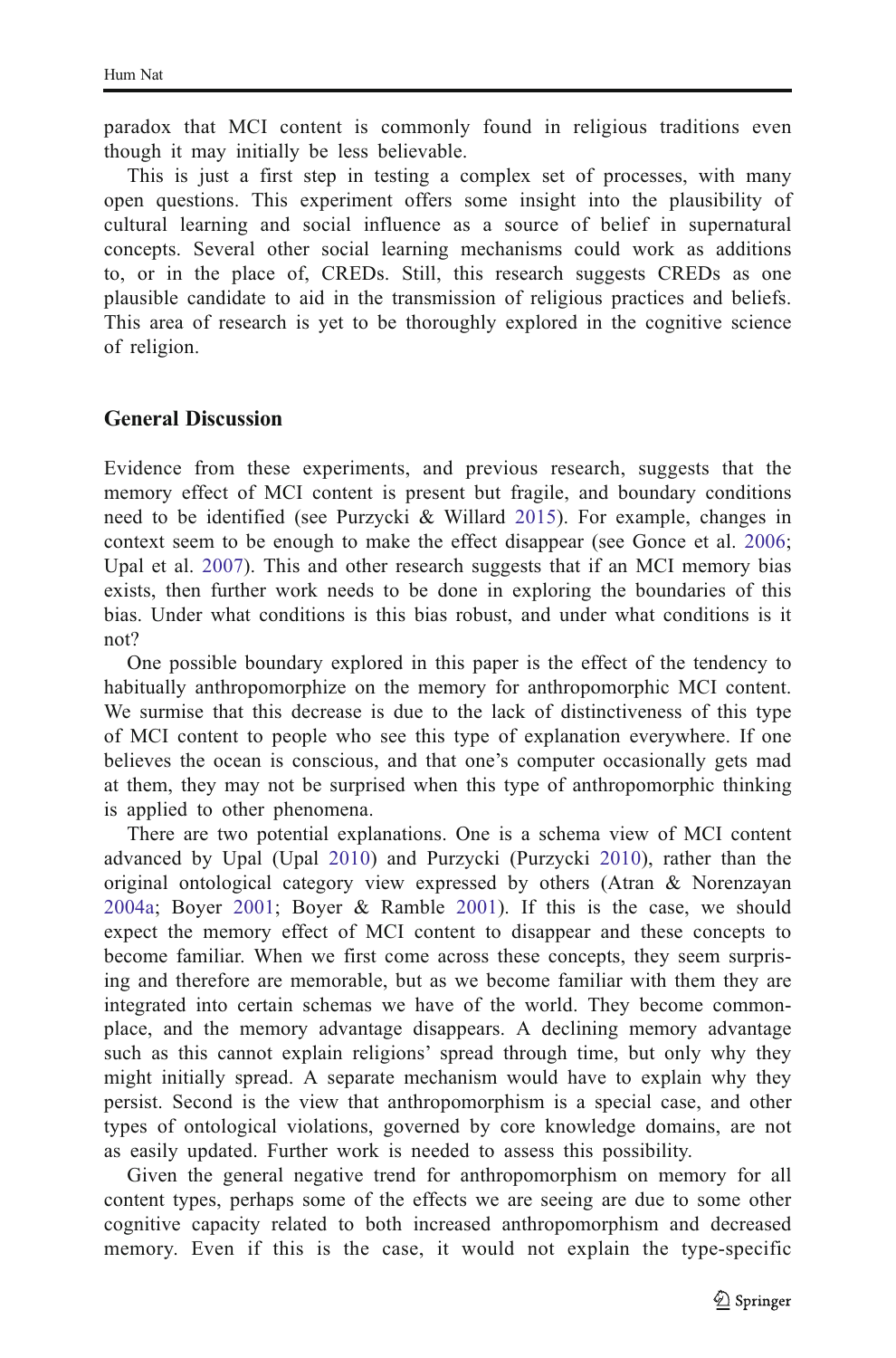paradox that MCI content is commonly found in religious traditions even though it may initially be less believable.

This is just a first step in testing a complex set of processes, with many open questions. This experiment offers some insight into the plausibility of cultural learning and social influence as a source of belief in supernatural concepts. Several other social learning mechanisms could work as additions to, or in the place of, CREDs. Still, this research suggests CREDs as one plausible candidate to aid in the transmission of religious practices and beliefs. This area of research is yet to be thoroughly explored in the cognitive science of religion.

## General Discussion

Evidence from these experiments, and previous research, suggests that the memory effect of MCI content is present but fragile, and boundary conditions need to be identified (see Purzycki & Willard 2015). For example, changes in context seem to be enough to make the effect disappear (see Gonce et al. 2006; Upal et al. 2007). This and other research suggests that if an MCI memory bias exists, then further work needs to be done in exploring the boundaries of this bias. Under what conditions is this bias robust, and under what conditions is it not?

One possible boundary explored in this paper is the effect of the tendency to habitually anthropomorphize on the memory for anthropomorphic MCI content. We surmise that this decrease is due to the lack of distinctiveness of this type of MCI content to people who see this type of explanation everywhere. If one believes the ocean is conscious, and that one's computer occasionally gets mad at them, they may not be surprised when this type of anthropomorphic thinking is applied to other phenomena.

There are two potential explanations. One is a schema view of MCI content advanced by Upal (Upal 2010) and Purzycki (Purzycki 2010), rather than the original ontological category view expressed by others (Atran & Norenzayan 2004a; Boyer 2001; Boyer & Ramble 2001). If this is the case, we should expect the memory effect of MCI content to disappear and these concepts to become familiar. When we first come across these concepts, they seem surprising and therefore are memorable, but as we become familiar with them they are integrated into certain schemas we have of the world. They become commonplace, and the memory advantage disappears. A declining memory advantage such as this cannot explain religions' spread through time, but only why they might initially spread. A separate mechanism would have to explain why they persist. Second is the view that anthropomorphism is a special case, and other types of ontological violations, governed by core knowledge domains, are not as easily updated. Further work is needed to assess this possibility.

Given the general negative trend for anthropomorphism on memory for all content types, perhaps some of the effects we are seeing are due to some other cognitive capacity related to both increased anthropomorphism and decreased memory. Even if this is the case, it would not explain the type-specific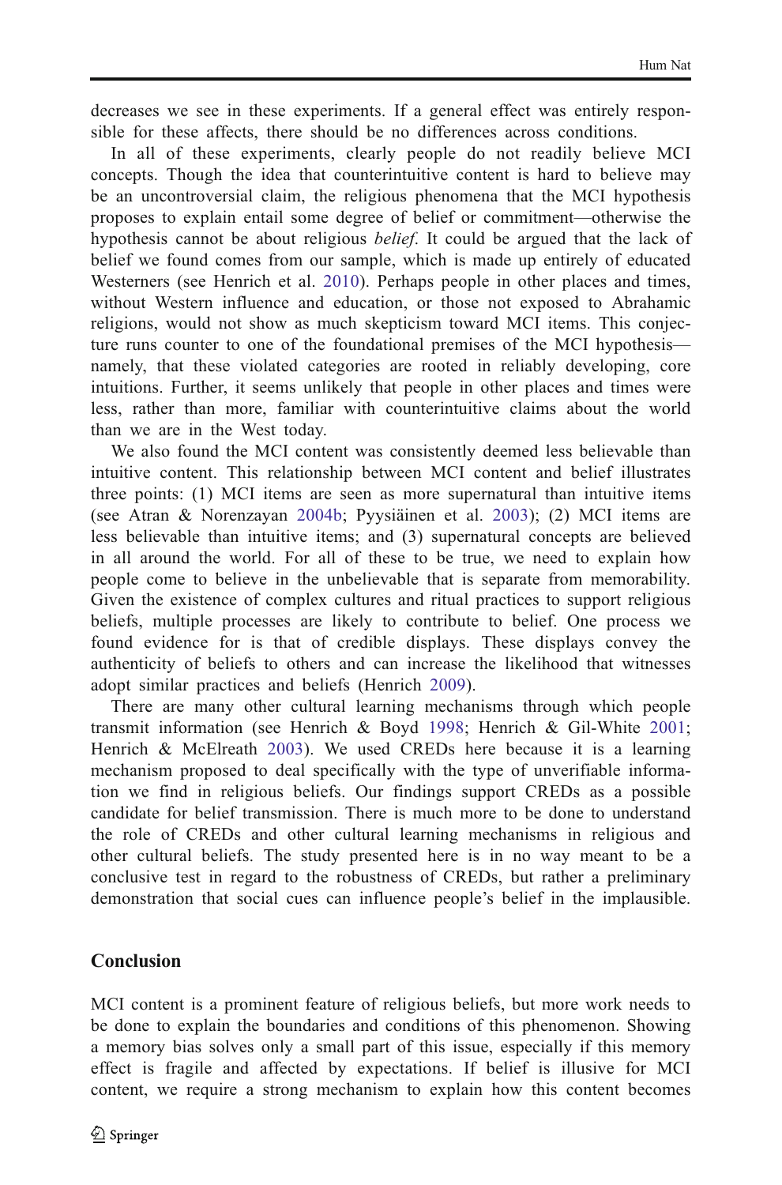decreases we see in these experiments. If a general effect was entirely responsible for these affects, there should be no differences across conditions.

In all of these experiments, clearly people do not readily believe MCI concepts. Though the idea that counterintuitive content is hard to believe may be an uncontroversial claim, the religious phenomena that the MCI hypothesis proposes to explain entail some degree of belief or commitment—otherwise the hypothesis cannot be about religious *belief*. It could be argued that the lack of belief we found comes from our sample, which is made up entirely of educated Westerners (see Henrich et al. 2010). Perhaps people in other places and times, without Western influence and education, or those not exposed to Abrahamic religions, would not show as much skepticism toward MCI items. This conjecture runs counter to one of the foundational premises of the MCI hypothesis—namely, that these violated categories are rooted in reliably developing, core intuitions. Further, it seems unlikely that people in other places and times were less, rather than more, familiar with counterintuitive claims about the world than we are in the West today.

We also found the MCI content was consistently deemed less believable than intuitive content. This relationship between MCI content and belief illustrates three points: (1) MCI items are seen as more supernatural than intuitive items (see Atran & Norenzayan 2004b; Pyysiäinen et al. 2003); (2) MCI items are less believable than intuitive items; and (3) supernatural concepts are believed in all around the world. For all of these to be true, we need to explain how people come to believe in the unbelievable that is separate from memorability. Given the existence of complex cultures and ritual practices to support religious beliefs, multiple processes are likely to contribute to belief. One process we found evidence for is that of credible displays. These displays convey the authenticity of beliefs to others and can increase the likelihood that witnesses adopt similar practices and beliefs (Henrich 2009).

There are many other cultural learning mechanisms through which people transmit information (see Henrich & Boyd 1998; Henrich & Gil-White 2001; Henrich & McElreath 2003). We used CREDs here because it is a learning mechanism proposed to deal specifically with the type of unverifiable information we find in religious beliefs. Our findings support CREDs as a possible candidate for belief transmission. There is much more to be done to understand the role of CREDs and other cultural learning mechanisms in religious and other cultural beliefs. The study presented here is in no way meant to be a conclusive test in regard to the robustness of CREDs, but rather a preliminary demonstration that social cues can influence people's belief in the implausible.

## Conclusion

MCI content is a prominent feature of religious beliefs, but more work needs to be done to explain the boundaries and conditions of this phenomenon. Showing a memory bias solves only a small part of this issue, especially if this memory effect is fragile and affected by expectations. If belief is illusive for MCI content, we require a strong mechanism to explain how this content becomes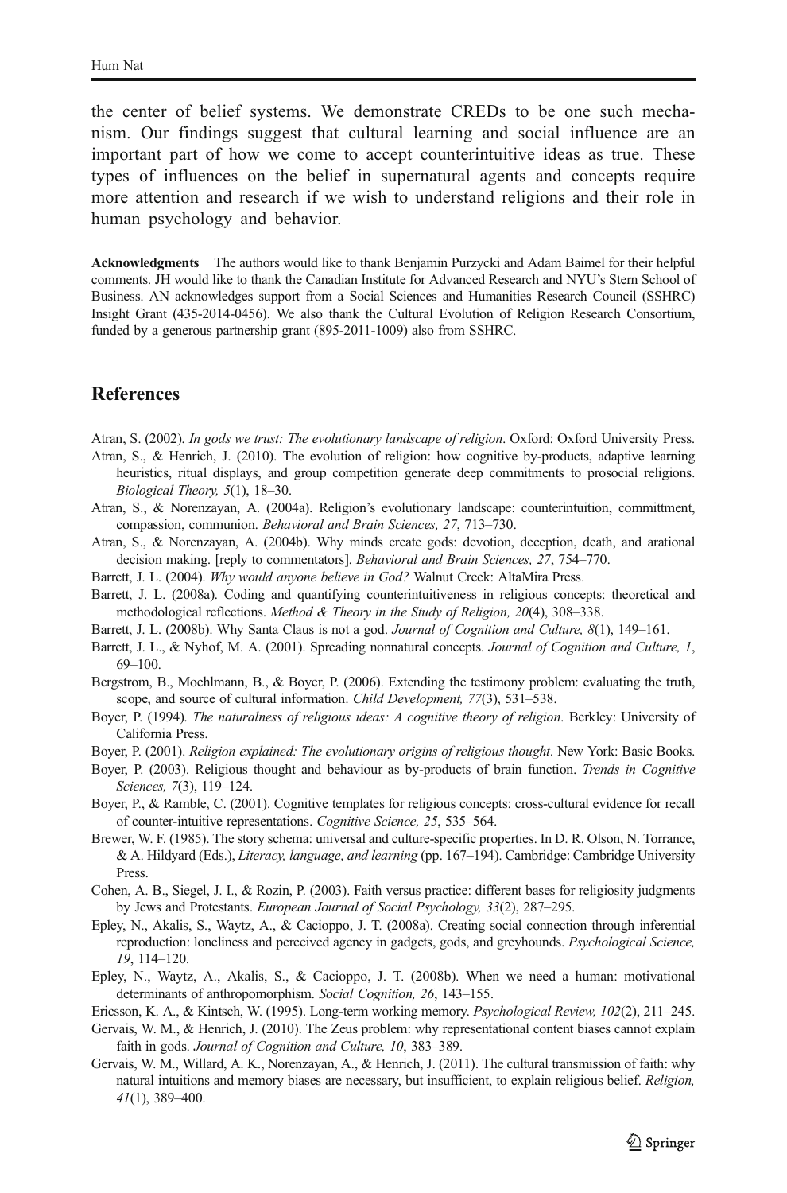the center of belief systems. We demonstrate CREDs to be one such mechanism. Our findings suggest that cultural learning and social influence are an important part of how we come to accept counterintuitive ideas as true. These types of influences on the belief in supernatural agents and concepts require more attention and research if we wish to understand religions and their role in human psychology and behavior.

**Acknowledgments** The authors would like to thank Benjamin Purzycki and Adam Baimel for their helpful comments. JH would like to thank the Canadian Institute for Advanced Research and NYU's Stern School of Business. AN acknowledges support from a Social Sciences and Humanities Research Council (SSHRC) Insight Grant (435-2014-0456). We also thank the Cultural Evolution of Religion Research Consortium, funded by a generous partnership grant (895-2011-1009) also from SSHRC.

## References

Atran, S. (2002). *In gods we trust: The evolutionary landscape of religion*. Oxford: Oxford University Press.

Atran, S., & Henrich, J. (2010). The evolution of religion: how cognitive by-products, adaptive learning heuristics, ritual displays, and group competition generate deep commitments to prosocial religions. *Biological Theory, 5*(1), 18–30.

Atran, S., & Norenzayan, A. (2004a). Religion's evolutionary landscape: counterintuition, committment, compassion, communion. *Behavioral and Brain Sciences, 27*, 713–730.

Atran, S., & Norenzayan, A. (2004b). Why minds create gods: devotion, deception, death, and arational decision making. [reply to commentators]. *Behavioral and Brain Sciences, 27*, 754–770.

Barrett, J. L. (2004). *Why would anyone believe in God?* Walnut Creek: AltaMira Press.

Barrett, J. L. (2008a). Coding and quantifying counterintuitiveness in religious concepts: theoretical and methodological reflections. *Method & Theory in the Study of Religion, 20*(4), 308–338.

Barrett, J. L. (2008b). Why Santa Claus is not a god. *Journal of Cognition and Culture, 8*(1), 149–161.

Barrett, J. L., & Nyhof, M. A. (2001). Spreading nonnatural concepts. *Journal of Cognition and Culture, 1*, 69–100.

Bergstrom, B., Moehlmann, B., & Boyer, P. (2006). Extending the testimony problem: evaluating the truth, scope, and source of cultural information. *Child Development, 77*(3), 531–538.

Boyer, P. (1994). *The naturalness of religious ideas: A cognitive theory of religion*. Berkley: University of California Press.

Boyer, P. (2001). *Religion explained: The evolutionary origins of religious thought*. New York: Basic Books.

Boyer, P. (2003). Religious thought and behaviour as by-products of brain function. *Trends in Cognitive Sciences, 7*(3), 119–124.

Boyer, P., & Ramble, C. (2001). Cognitive templates for religious concepts: cross-cultural evidence for recall of counter-intuitive representations. *Cognitive Science, 25*, 535–564.

Brewer, W. F. (1985). The story schema: universal and culture-specific properties. In D. R. Olson, N. Torrance, & A. Hildyard (Eds.), *Literacy, language, and learning* (pp. 167–194). Cambridge: Cambridge University Press.

Cohen, A. B., Siegel, J. I., & Rozin, P. (2003). Faith versus practice: different bases for religiosity judgments by Jews and Protestants. *European Journal of Social Psychology, 33*(2), 287–295.

Epley, N., Akalis, S., Waytz, A., & Cacioppo, J. T. (2008a). Creating social connection through inferential reproduction: loneliness and perceived agency in gadgets, gods, and greyhounds. *Psychological Science, 19*, 114–120.

Epley, N., Waytz, A., Akalis, S., & Cacioppo, J. T. (2008b). When we need a human: motivational determinants of anthropomorphism. *Social Cognition, 26*, 143–155.

Ericsson, K. A., & Kintsch, W. (1995). Long-term working memory. *Psychological Review, 102*(2), 211–245.

Gervais, W. M., & Henrich, J. (2010). The Zeus problem: why representational content biases cannot explain faith in gods. *Journal of Cognition and Culture, 10*, 383–389.

Gervais, W. M., Willard, A. K., Norenzayan, A., & Henrich, J. (2011). The cultural transmission of faith: why natural intuitions and memory biases are necessary, but insufficient, to explain religious belief. *Religion, 41*(1), 389–400.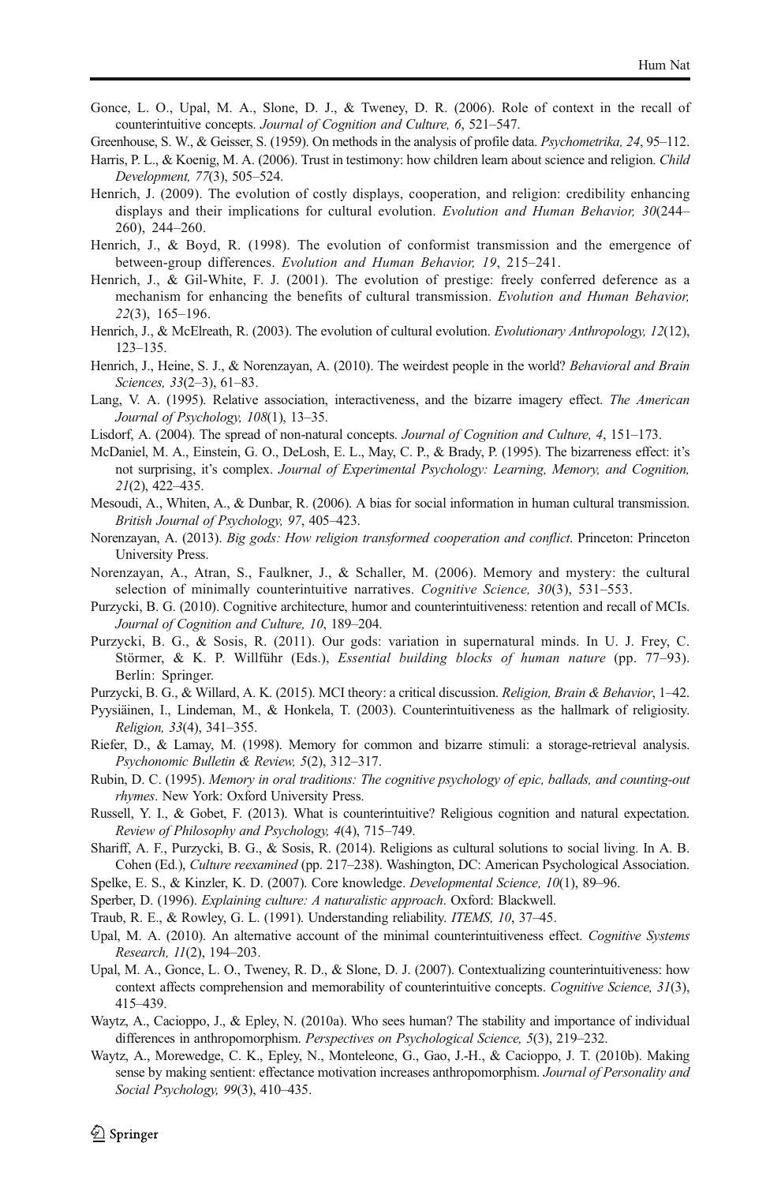Gonce, L. O., Upal, M. A., Slone, D. J., & Tweney, D. R. (2006). Role of context in the recall of counterintuitive concepts. *Journal of Cognition and Culture, 6*, 521–547.

Greenhouse, S. W., & Geisser, S. (1959). On methods in the analysis of profile data. *Psychometrika, 24*, 95–112.

Harris, P. L., & Koenig, M. A. (2006). Trust in testimony: how children learn about science and religion. *Child Development, 77*(3), 505–524.

Henrich, J. (2009). The evolution of costly displays, cooperation, and religion: credibility enhancing displays and their implications for cultural evolution. *Evolution and Human Behavior, 30*(244–260), 244–260.

Henrich, J., & Boyd, R. (1998). The evolution of conformist transmission and the emergence of between-group differences. *Evolution and Human Behavior, 19*, 215–241.

Henrich, J., & Gil-White, F. J. (2001). The evolution of prestige: freely conferred deference as a mechanism for enhancing the benefits of cultural transmission. *Evolution and Human Behavior, 22*(3), 165–196.

Henrich, J., & McElreath, R. (2003). The evolution of cultural evolution. *Evolutionary Anthropology, 12*(12), 123–135.

Henrich, J., Heine, S. J., & Norenzayan, A. (2010). The weirdest people in the world? *Behavioral and Brain Sciences, 33*(2–3), 61–83.

Lang, V. A. (1995). Relative association, interactiveness, and the bizarre imagery effect. *The American Journal of Psychology, 108*(1), 13–35.

Lisdorf, A. (2004). The spread of non-natural concepts. *Journal of Cognition and Culture, 4*, 151–173.

McDaniel, M. A., Einstein, G. O., DeLosh, E. L., May, C. P., & Brady, P. (1995). The bizarreness effect: it's not surprising, it's complex. *Journal of Experimental Psychology: Learning, Memory, and Cognition, 21*(2), 422–435.

Mesoudi, A., Whiten, A., & Dunbar, R. (2006). A bias for social information in human cultural transmission. *British Journal of Psychology, 97*, 405–423.

Norenzayan, A. (2013). *Big gods: How religion transformed cooperation and conflict*. Princeton: Princeton University Press.

Norenzayan, A., Atran, S., Faulkner, J., & Schaller, M. (2006). Memory and mystery: the cultural selection of minimally counterintuitive narratives. *Cognitive Science, 30*(3), 531–553.

Purzycki, B. G. (2010). Cognitive architecture, humor and counterintuitiveness: retention and recall of MCIs. *Journal of Cognition and Culture, 10*, 189–204.

Purzycki, B. G., & Sosis, R. (2011). Our gods: variation in supernatural minds. In U. J. Frey, C. Störmer, & K. P. Willführ (Eds.), *Essential building blocks of human nature* (pp. 77–93). Berlin: Springer.

Purzycki, B. G., & Willard, A. K. (2015). MCI theory: a critical discussion. *Religion, Brain & Behavior*, 1–42.

Pyysiäinen, I., Lindeman, M., & Honkela, T. (2003). Counterintuitiveness as the hallmark of religiosity. *Religion, 33*(4), 341–355.

Riefer, D., & Lamay, M. (1998). Memory for common and bizarre stimuli: a storage-retrieval analysis. *Psychonomic Bulletin & Review, 5*(2), 312–317.

Rubin, D. C. (1995). *Memory in oral traditions: The cognitive psychology of epic, ballads, and counting-out rhymes*. New York: Oxford University Press.

Russell, Y. I., & Gobet, F. (2013). What is counterintuitive? Religious cognition and natural expectation. *Review of Philosophy and Psychology, 4*(4), 715–749.

Shariff, A. F., Purzycki, B. G., & Sosis, R. (2014). Religions as cultural solutions to social living. In A. B. Cohen (Ed.), *Culture reexamined* (pp. 217–238). Washington, DC: American Psychological Association.

Spelke, E. S., & Kinzler, K. D. (2007). Core knowledge. *Developmental Science, 10*(1), 89–96.

Sperber, D. (1996). *Explaining culture: A naturalistic approach*. Oxford: Blackwell.

Traub, R. E., & Rowley, G. L. (1991). Understanding reliability. *ITEMS, 10*, 37–45.

Upal, M. A. (2010). An alternative account of the minimal counterintuitiveness effect. *Cognitive Systems Research, 11*(2), 194–203.

Upal, M. A., Gonce, L. O., Tweney, R. D., & Slone, D. J. (2007). Contextualizing counterintuitiveness: how context affects comprehension and memorability of counterintuitive concepts. *Cognitive Science, 31*(3), 415–439.

Waytz, A., Cacioppo, J., & Epley, N. (2010a). Who sees human? The stability and importance of individual differences in anthropomorphism. *Perspectives on Psychological Science, 5*(3), 219–232.

Waytz, A., Morewedge, C. K., Epley, N., Monteleone, G., Gao, J.-H., & Cacioppo, J. T. (2010b). Making sense by making sentient: effectance motivation increases anthropomorphism. *Journal of Personality and Social Psychology, 99*(3), 410–435.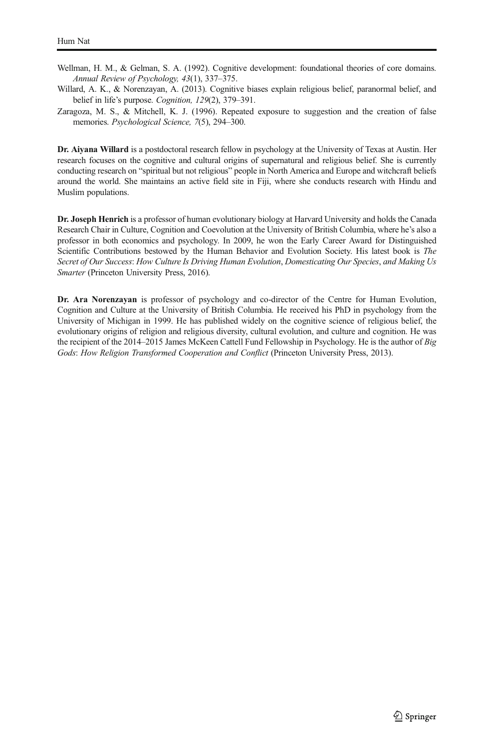Wellman, H. M., & Gelman, S. A. (1992). Cognitive development: foundational theories of core domains. *Annual Review of Psychology, 43*(1), 337–375.

Willard, A. K., & Norenzayan, A. (2013). Cognitive biases explain religious belief, paranormal belief, and belief in life's purpose. *Cognition, 129*(2), 379–391.

Zaragoza, M. S., & Mitchell, K. J. (1996). Repeated exposure to suggestion and the creation of false memories. *Psychological Science, 7*(5), 294–300.

**Dr. Aiyana Willard** is a postdoctoral research fellow in psychology at the University of Texas at Austin. Her research focuses on the cognitive and cultural origins of supernatural and religious belief. She is currently conducting research on "spiritual but not religious" people in North America and Europe and witchcraft beliefs around the world. She maintains an active field site in Fiji, where she conducts research with Hindu and Muslim populations.

**Dr. Joseph Henrich** is a professor of human evolutionary biology at Harvard University and holds the Canada Research Chair in Culture, Cognition and Coevolution at the University of British Columbia, where he's also a professor in both economics and psychology. In 2009, he won the Early Career Award for Distinguished Scientific Contributions bestowed by the Human Behavior and Evolution Society. His latest book is *The Secret of Our Success*: *How Culture Is Driving Human Evolution*, *Domesticating Our Species*, *and Making Us Smarter* (Princeton University Press, 2016).

**Dr. Ara Norenzayan** is professor of psychology and co-director of the Centre for Human Evolution, Cognition and Culture at the University of British Columbia. He received his PhD in psychology from the University of Michigan in 1999. He has published widely on the cognitive science of religious belief, the evolutionary origins of religion and religious diversity, cultural evolution, and culture and cognition. He was the recipient of the 2014–2015 James McKeen Cattell Fund Fellowship in Psychology. He is the author of *Big Gods*: *How Religion Transformed Cooperation and Conflict* (Princeton University Press, 2013).